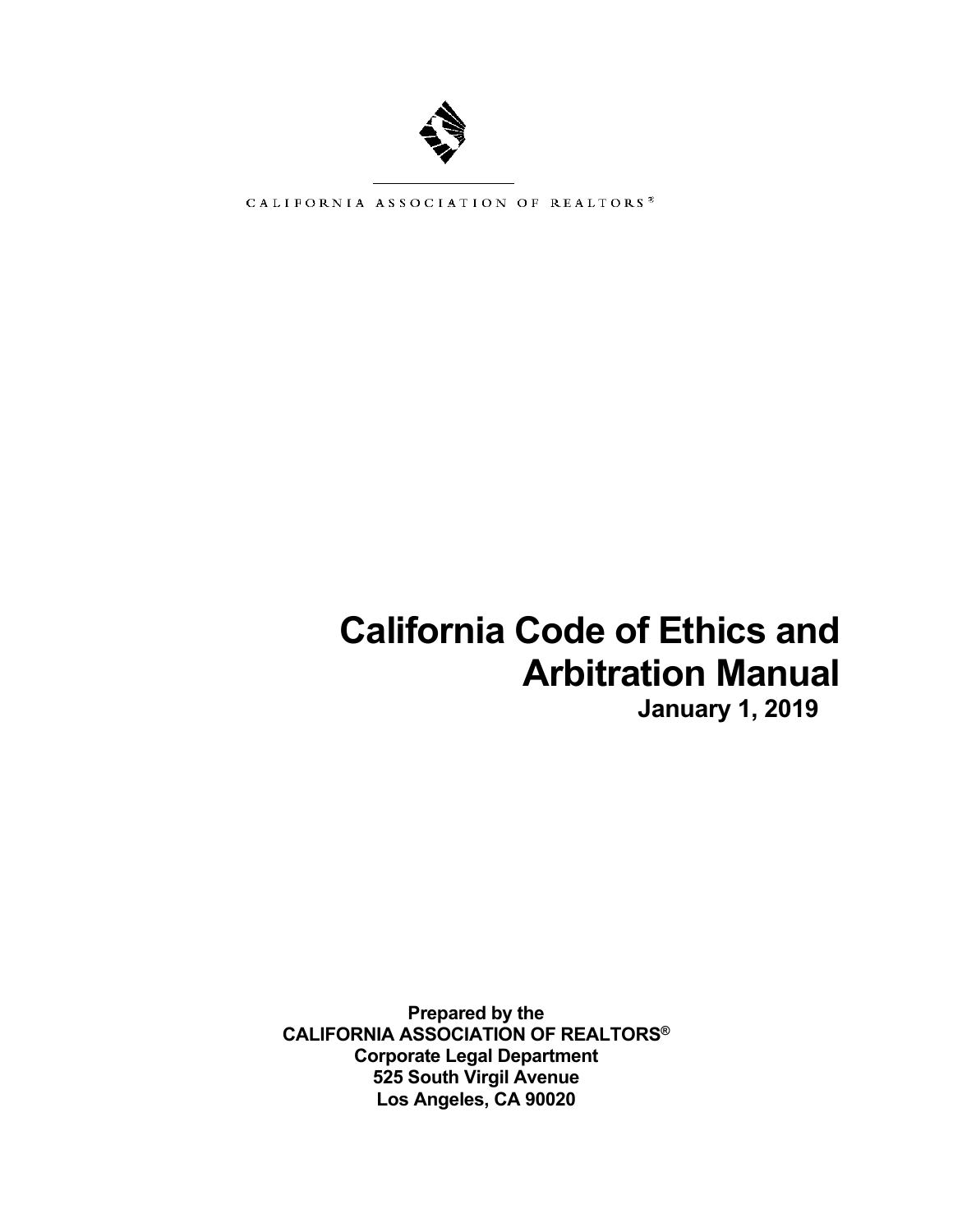CALIFORNIA ASSOCIATION OF REALTORS®

# California Code of Ethics and Arbitration Manual

**January 1, 2019**

**Prepared by the**
**CALIFORNIA ASSOCIATION OF REALTORS®**
**Corporate Legal Department**
**525 South Virgil Avenue**
**Los Angeles, CA 90020**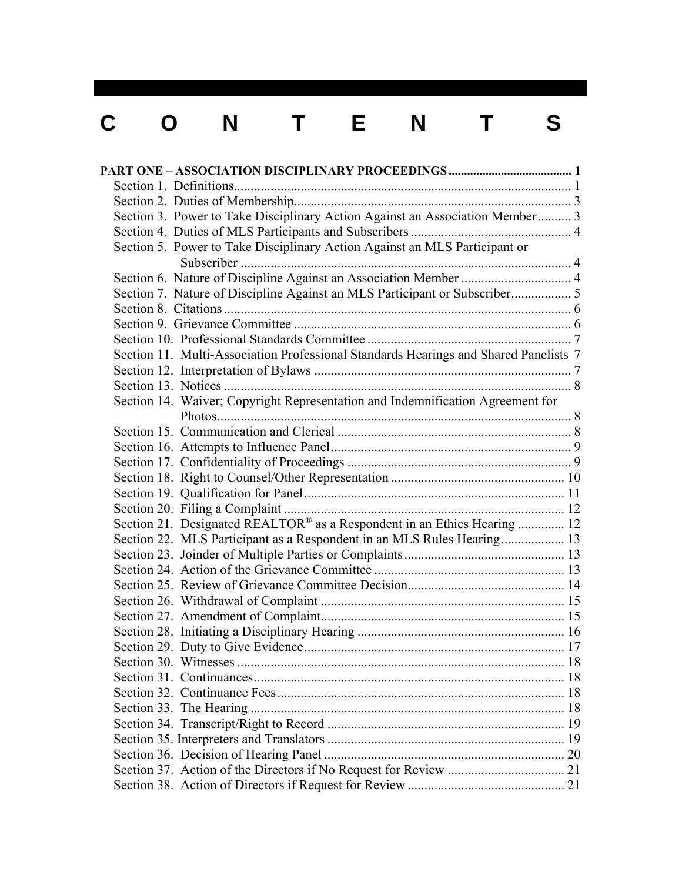# C O N T E N T S

**PART ONE – ASSOCIATION DISCIPLINARY PROCEEDINGS ........................................ 1**

Section 1. Definitions..................................................................................................... 1
Section 2. Duties of Membership.................................................................................. 3
Section 3. Power to Take Disciplinary Action Against an Association Member.......... 3
Section 4. Duties of MLS Participants and Subscribers ............................................... 4
Section 5. Power to Take Disciplinary Action Against an MLS Participant or Subscriber .................................................................................................... 4
Section 6. Nature of Discipline Against an Association Member ................................ 4
Section 7. Nature of Discipline Against an MLS Participant or Subscriber.................. 5
Section 8. Citations ........................................................................................................ 6
Section 9. Grievance Committee ................................................................................... 6
Section 10. Professional Standards Committee ............................................................. 7
Section 11. Multi-Association Professional Standards Hearings and Shared Panelists 7
Section 12. Interpretation of Bylaws ............................................................................. 7
Section 13. Notices ........................................................................................................ 8
Section 14. Waiver; Copyright Representation and Indemnification Agreement for Photos.......................................................................................................... 8
Section 15. Communication and Clerical ...................................................................... 8
Section 16. Attempts to Influence Panel........................................................................ 9
Section 17. Confidentiality of Proceedings ................................................................... 9
Section 18. Right to Counsel/Other Representation .................................................... 10
Section 19. Qualification for Panel.............................................................................. 11
Section 20. Filing a Complaint .................................................................................... 12
Section 21. Designated REALTOR® as a Respondent in an Ethics Hearing .............. 12
Section 22. MLS Participant as a Respondent in an MLS Rules Hearing................... 13
Section 23. Joinder of Multiple Parties or Complaints ................................................ 13
Section 24. Action of the Grievance Committee ......................................................... 13
Section 25. Review of Grievance Committee Decision............................................... 14
Section 26. Withdrawal of Complaint ......................................................................... 15
Section 27. Amendment of Complaint......................................................................... 15
Section 28. Initiating a Disciplinary Hearing .............................................................. 16
Section 29. Duty to Give Evidence.............................................................................. 17
Section 30. Witnesses .................................................................................................. 18
Section 31. Continuances............................................................................................. 18
Section 32. Continuance Fees...................................................................................... 18
Section 33. The Hearing .............................................................................................. 18
Section 34. Transcript/Right to Record ....................................................................... 19
Section 35. Interpreters and Translators ...................................................................... 19
Section 36. Decision of Hearing Panel ........................................................................ 20
Section 37. Action of the Directors if No Request for Review ................................... 21
Section 38. Action of Directors if Request for Review ............................................... 21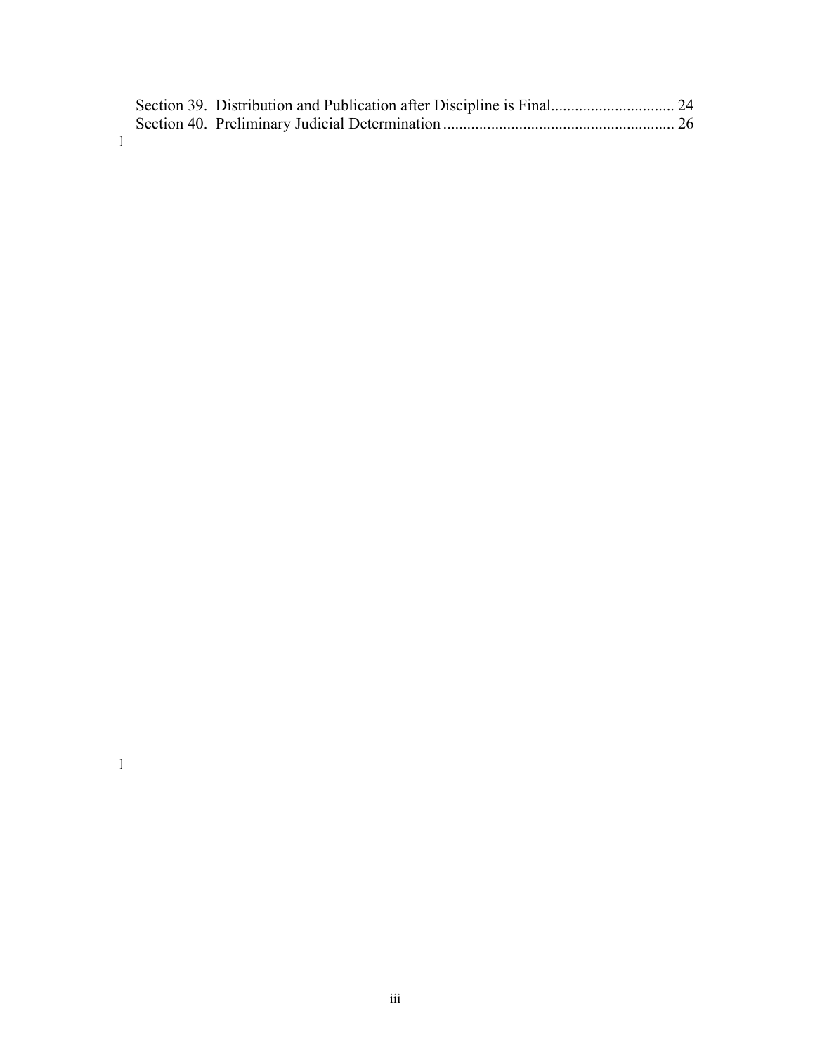Section 39. Distribution and Publication after Discipline is Final............................... 24
Section 40. Preliminary Judicial Determination .......................................................... 26
]

]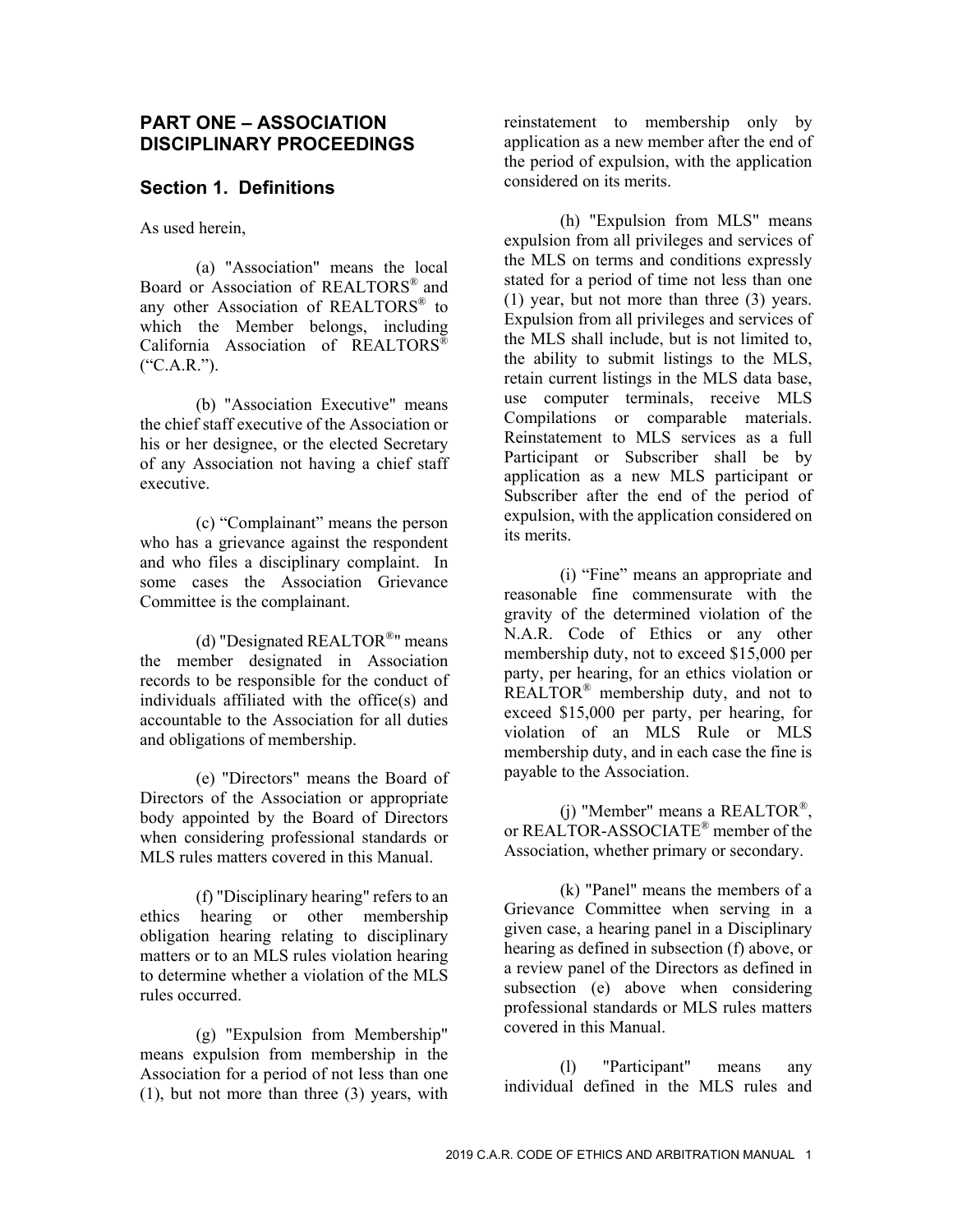## PART ONE – ASSOCIATION DISCIPLINARY PROCEEDINGS

### Section 1. Definitions

As used herein,

(a) "Association" means the local Board or Association of REALTORS® and any other Association of REALTORS® to which the Member belongs, including California Association of REALTORS® ("C.A.R.").

(b) "Association Executive" means the chief staff executive of the Association or his or her designee, or the elected Secretary of any Association not having a chief staff executive.

(c) "Complainant" means the person who has a grievance against the respondent and who files a disciplinary complaint. In some cases the Association Grievance Committee is the complainant.

(d) "Designated REALTOR®" means the member designated in Association records to be responsible for the conduct of individuals affiliated with the office(s) and accountable to the Association for all duties and obligations of membership.

(e) "Directors" means the Board of Directors of the Association or appropriate body appointed by the Board of Directors when considering professional standards or MLS rules matters covered in this Manual.

(f) "Disciplinary hearing" refers to an ethics hearing or other membership obligation hearing relating to disciplinary matters or to an MLS rules violation hearing to determine whether a violation of the MLS rules occurred.

(g) "Expulsion from Membership" means expulsion from membership in the Association for a period of not less than one (1), but not more than three (3) years, with reinstatement to membership only by application as a new member after the end of the period of expulsion, with the application considered on its merits.

(h) "Expulsion from MLS" means expulsion from all privileges and services of the MLS on terms and conditions expressly stated for a period of time not less than one (1) year, but not more than three (3) years. Expulsion from all privileges and services of the MLS shall include, but is not limited to, the ability to submit listings to the MLS, retain current listings in the MLS data base, use computer terminals, receive MLS Compilations or comparable materials. Reinstatement to MLS services as a full Participant or Subscriber shall be by application as a new MLS participant or Subscriber after the end of the period of expulsion, with the application considered on its merits.

(i) "Fine" means an appropriate and reasonable fine commensurate with the gravity of the determined violation of the N.A.R. Code of Ethics or any other membership duty, not to exceed $15,000 per party, per hearing, for an ethics violation or REALTOR® membership duty, and not to exceed $15,000 per party, per hearing, for violation of an MLS Rule or MLS membership duty, and in each case the fine is payable to the Association.

(j) "Member" means a REALTOR®, or REALTOR-ASSOCIATE® member of the Association, whether primary or secondary.

(k) "Panel" means the members of a Grievance Committee when serving in a given case, a hearing panel in a Disciplinary hearing as defined in subsection (f) above, or a review panel of the Directors as defined in subsection (e) above when considering professional standards or MLS rules matters covered in this Manual.

(l) "Participant" means any individual defined in the MLS rules and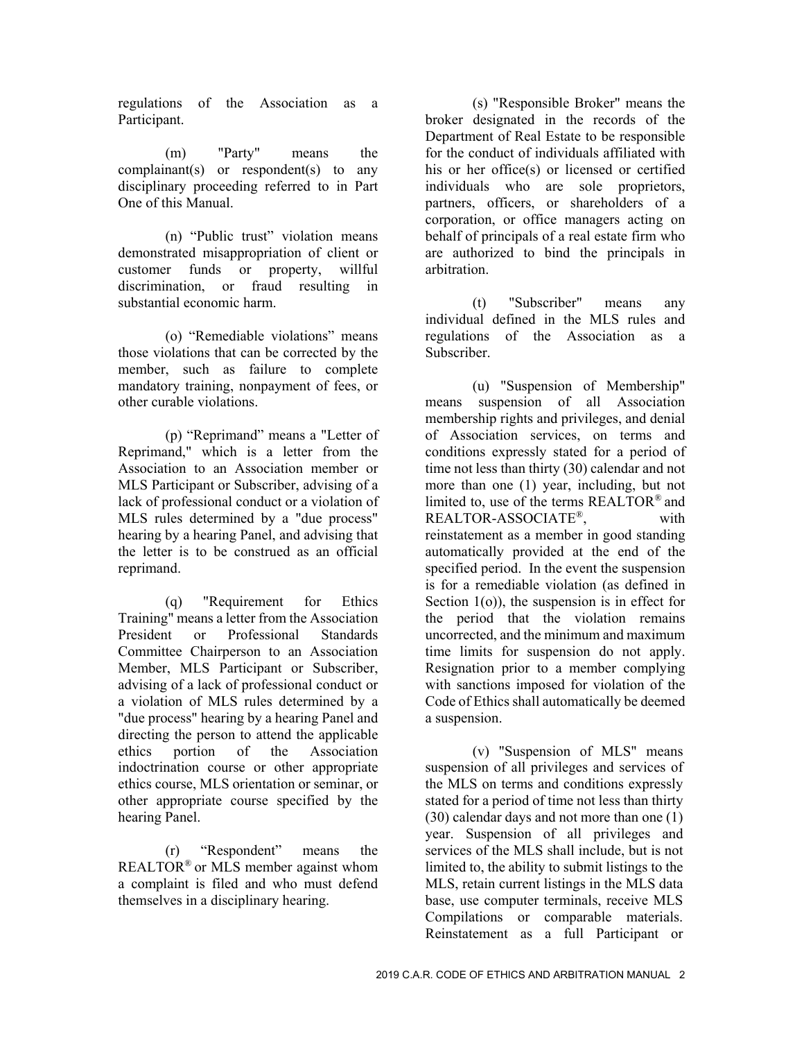regulations of the Association as a Participant.

(m) "Party" means the complainant(s) or respondent(s) to any disciplinary proceeding referred to in Part One of this Manual.

(n) "Public trust" violation means demonstrated misappropriation of client or customer funds or property, willful discrimination, or fraud resulting in substantial economic harm.

(o) "Remediable violations" means those violations that can be corrected by the member, such as failure to complete mandatory training, nonpayment of fees, or other curable violations.

(p) "Reprimand" means a "Letter of Reprimand," which is a letter from the Association to an Association member or MLS Participant or Subscriber, advising of a lack of professional conduct or a violation of MLS rules determined by a "due process" hearing by a hearing Panel, and advising that the letter is to be construed as an official reprimand.

(q) "Requirement for Ethics Training" means a letter from the Association President or Professional Standards Committee Chairperson to an Association Member, MLS Participant or Subscriber, advising of a lack of professional conduct or a violation of MLS rules determined by a "due process" hearing by a hearing Panel and directing the person to attend the applicable ethics portion of the Association indoctrination course or other appropriate ethics course, MLS orientation or seminar, or other appropriate course specified by the hearing Panel.

(r) "Respondent" means the REALTOR® or MLS member against whom a complaint is filed and who must defend themselves in a disciplinary hearing.

(s) "Responsible Broker" means the broker designated in the records of the Department of Real Estate to be responsible for the conduct of individuals affiliated with his or her office(s) or licensed or certified individuals who are sole proprietors, partners, officers, or shareholders of a corporation, or office managers acting on behalf of principals of a real estate firm who are authorized to bind the principals in arbitration.

(t) "Subscriber" means any individual defined in the MLS rules and regulations of the Association as a Subscriber.

(u) "Suspension of Membership" means suspension of all Association membership rights and privileges, and denial of Association services, on terms and conditions expressly stated for a period of time not less than thirty (30) calendar and not more than one (1) year, including, but not limited to, use of the terms REALTOR® and REALTOR-ASSOCIATE®, with reinstatement as a member in good standing automatically provided at the end of the specified period. In the event the suspension is for a remediable violation (as defined in Section 1(o)), the suspension is in effect for the period that the violation remains uncorrected, and the minimum and maximum time limits for suspension do not apply. Resignation prior to a member complying with sanctions imposed for violation of the Code of Ethics shall automatically be deemed a suspension.

(v) "Suspension of MLS" means suspension of all privileges and services of the MLS on terms and conditions expressly stated for a period of time not less than thirty (30) calendar days and not more than one (1) year. Suspension of all privileges and services of the MLS shall include, but is not limited to, the ability to submit listings to the MLS, retain current listings in the MLS data base, use computer terminals, receive MLS Compilations or comparable materials. Reinstatement as a full Participant or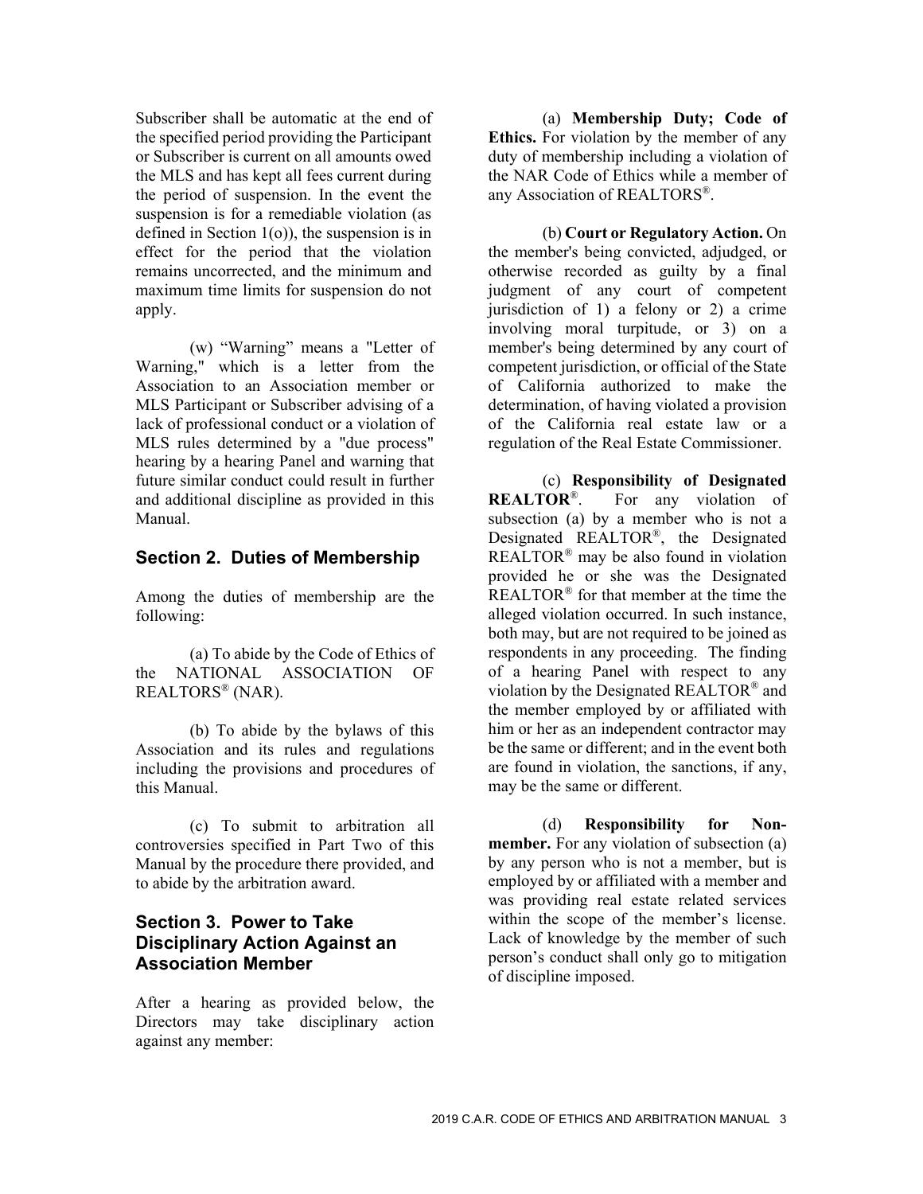Subscriber shall be automatic at the end of the specified period providing the Participant or Subscriber is current on all amounts owed the MLS and has kept all fees current during the period of suspension. In the event the suspension is for a remediable violation (as defined in Section 1(o)), the suspension is in effect for the period that the violation remains uncorrected, and the minimum and maximum time limits for suspension do not apply.

(w) "Warning" means a "Letter of Warning," which is a letter from the Association to an Association member or MLS Participant or Subscriber advising of a lack of professional conduct or a violation of MLS rules determined by a "due process" hearing by a hearing Panel and warning that future similar conduct could result in further and additional discipline as provided in this Manual.

## Section 2. Duties of Membership

Among the duties of membership are the following:

(a) To abide by the Code of Ethics of the NATIONAL ASSOCIATION OF REALTORS® (NAR).

(b) To abide by the bylaws of this Association and its rules and regulations including the provisions and procedures of this Manual.

(c) To submit to arbitration all controversies specified in Part Two of this Manual by the procedure there provided, and to abide by the arbitration award.

## Section 3. Power to Take Disciplinary Action Against an Association Member

After a hearing as provided below, the Directors may take disciplinary action against any member:

(a) **Membership Duty; Code of Ethics.** For violation by the member of any duty of membership including a violation of the NAR Code of Ethics while a member of any Association of REALTORS®.

(b) **Court or Regulatory Action.** On the member's being convicted, adjudged, or otherwise recorded as guilty by a final judgment of any court of competent jurisdiction of 1) a felony or 2) a crime involving moral turpitude, or 3) on a member's being determined by any court of competent jurisdiction, or official of the State of California authorized to make the determination, of having violated a provision of the California real estate law or a regulation of the Real Estate Commissioner.

(c) **Responsibility of Designated REALTOR®**. For any violation of subsection (a) by a member who is not a Designated REALTOR®, the Designated REALTOR® may be also found in violation provided he or she was the Designated REALTOR® for that member at the time the alleged violation occurred. In such instance, both may, but are not required to be joined as respondents in any proceeding. The finding of a hearing Panel with respect to any violation by the Designated REALTOR® and the member employed by or affiliated with him or her as an independent contractor may be the same or different; and in the event both are found in violation, the sanctions, if any, may be the same or different.

(d) **Responsibility for Non-member.** For any violation of subsection (a) by any person who is not a member, but is employed by or affiliated with a member and was providing real estate related services within the scope of the member's license. Lack of knowledge by the member of such person's conduct shall only go to mitigation of discipline imposed.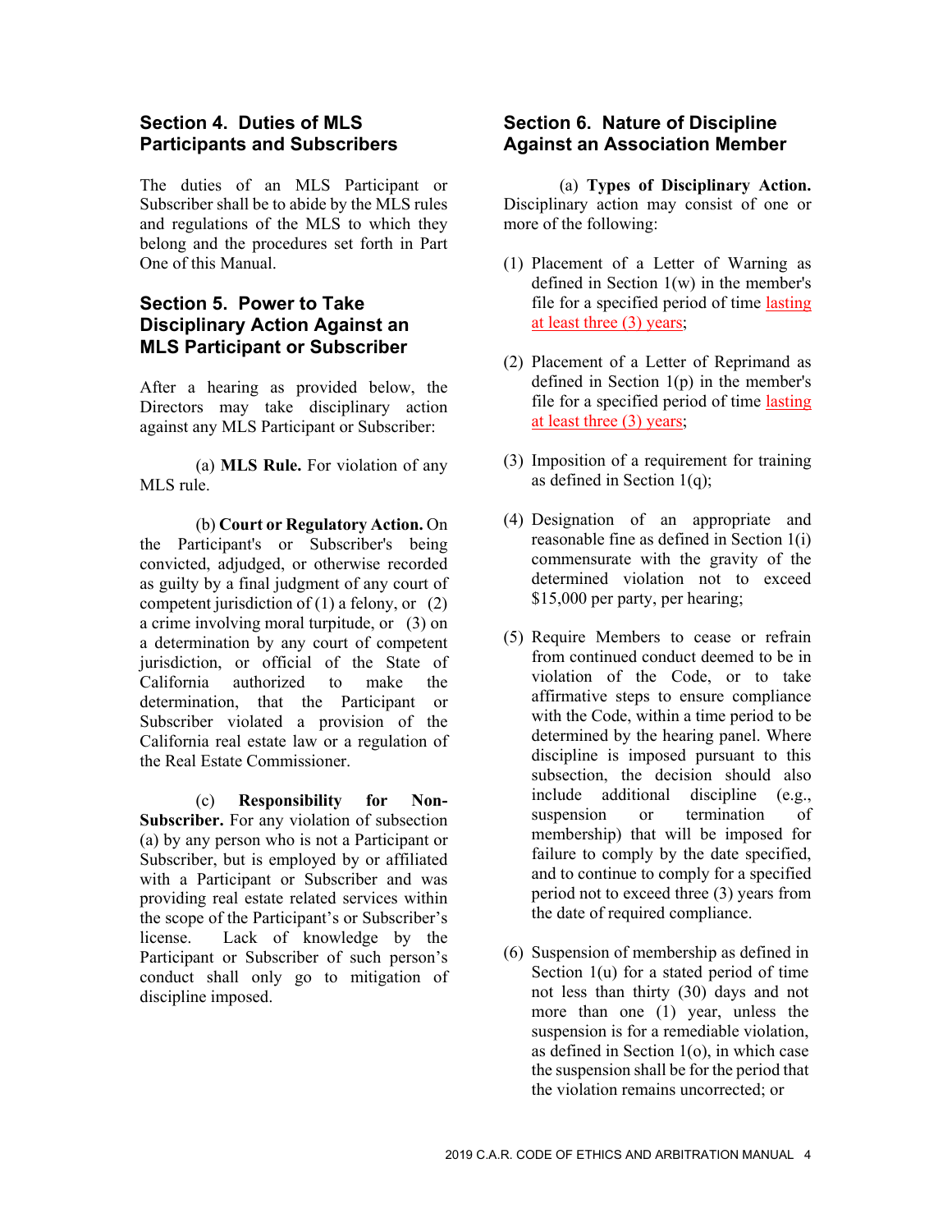## Section 4. Duties of MLS Participants and Subscribers

The duties of an MLS Participant or Subscriber shall be to abide by the MLS rules and regulations of the MLS to which they belong and the procedures set forth in Part One of this Manual.

## Section 5. Power to Take Disciplinary Action Against an MLS Participant or Subscriber

After a hearing as provided below, the Directors may take disciplinary action against any MLS Participant or Subscriber:

(a) **MLS Rule.** For violation of any MLS rule.

(b) **Court or Regulatory Action.** On the Participant's or Subscriber's being convicted, adjudged, or otherwise recorded as guilty by a final judgment of any court of competent jurisdiction of (1) a felony, or (2) a crime involving moral turpitude, or (3) on a determination by any court of competent jurisdiction, or official of the State of California authorized to make the determination, that the Participant or Subscriber violated a provision of the California real estate law or a regulation of the Real Estate Commissioner.

(c) **Responsibility for Non-Subscriber.** For any violation of subsection (a) by any person who is not a Participant or Subscriber, but is employed by or affiliated with a Participant or Subscriber and was providing real estate related services within the scope of the Participant's or Subscriber's license. Lack of knowledge by the Participant or Subscriber of such person's conduct shall only go to mitigation of discipline imposed.

## Section 6. Nature of Discipline Against an Association Member

(a) **Types of Disciplinary Action.** Disciplinary action may consist of one or more of the following:

(1) Placement of a Letter of Warning as defined in Section 1(w) in the member's file for a specified period of time lasting at least three (3) years;

(2) Placement of a Letter of Reprimand as defined in Section 1(p) in the member's file for a specified period of time lasting at least three (3) years;

(3) Imposition of a requirement for training as defined in Section 1(q);

(4) Designation of an appropriate and reasonable fine as defined in Section 1(i) commensurate with the gravity of the determined violation not to exceed $15,000 per party, per hearing;

(5) Require Members to cease or refrain from continued conduct deemed to be in violation of the Code, or to take affirmative steps to ensure compliance with the Code, within a time period to be determined by the hearing panel. Where discipline is imposed pursuant to this subsection, the decision should also include additional discipline (e.g., suspension or termination of membership) that will be imposed for failure to comply by the date specified, and to continue to comply for a specified period not to exceed three (3) years from the date of required compliance.

(6) Suspension of membership as defined in Section 1(u) for a stated period of time not less than thirty (30) days and not more than one (1) year, unless the suspension is for a remediable violation, as defined in Section 1(o), in which case the suspension shall be for the period that the violation remains uncorrected; or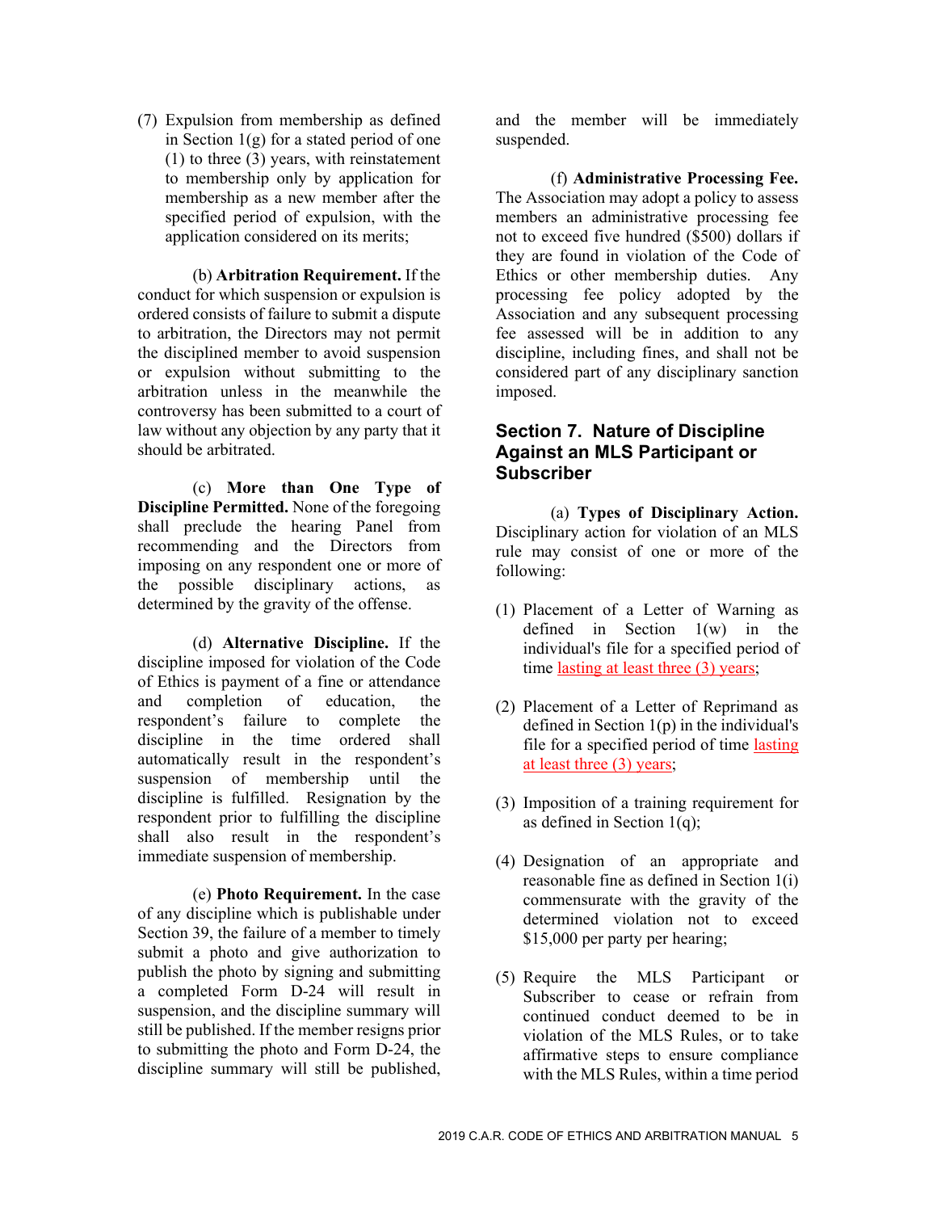(7) Expulsion from membership as defined in Section 1(g) for a stated period of one (1) to three (3) years, with reinstatement to membership only by application for membership as a new member after the specified period of expulsion, with the application considered on its merits;

(b) **Arbitration Requirement.** If the conduct for which suspension or expulsion is ordered consists of failure to submit a dispute to arbitration, the Directors may not permit the disciplined member to avoid suspension or expulsion without submitting to the arbitration unless in the meanwhile the controversy has been submitted to a court of law without any objection by any party that it should be arbitrated.

(c) **More than One Type of Discipline Permitted.** None of the foregoing shall preclude the hearing Panel from recommending and the Directors from imposing on any respondent one or more of the possible disciplinary actions, as determined by the gravity of the offense.

(d) **Alternative Discipline.** If the discipline imposed for violation of the Code of Ethics is payment of a fine or attendance and completion of education, the respondent's failure to complete the discipline in the time ordered shall automatically result in the respondent's suspension of membership until the discipline is fulfilled. Resignation by the respondent prior to fulfilling the discipline shall also result in the respondent's immediate suspension of membership.

(e) **Photo Requirement.** In the case of any discipline which is publishable under Section 39, the failure of a member to timely submit a photo and give authorization to publish the photo by signing and submitting a completed Form D-24 will result in suspension, and the discipline summary will still be published. If the member resigns prior to submitting the photo and Form D-24, the discipline summary will still be published, and the member will be immediately suspended.

(f) **Administrative Processing Fee.** The Association may adopt a policy to assess members an administrative processing fee not to exceed five hundred ($500) dollars if they are found in violation of the Code of Ethics or other membership duties. Any processing fee policy adopted by the Association and any subsequent processing fee assessed will be in addition to any discipline, including fines, and shall not be considered part of any disciplinary sanction imposed.

## Section 7. Nature of Discipline Against an MLS Participant or Subscriber

(a) **Types of Disciplinary Action.** Disciplinary action for violation of an MLS rule may consist of one or more of the following:

(1) Placement of a Letter of Warning as defined in Section 1(w) in the individual's file for a specified period of time lasting at least three (3) years;

(2) Placement of a Letter of Reprimand as defined in Section 1(p) in the individual's file for a specified period of time lasting at least three (3) years;

(3) Imposition of a training requirement for as defined in Section 1(q);

(4) Designation of an appropriate and reasonable fine as defined in Section 1(i) commensurate with the gravity of the determined violation not to exceed $15,000 per party per hearing;

(5) Require the MLS Participant or Subscriber to cease or refrain from continued conduct deemed to be in violation of the MLS Rules, or to take affirmative steps to ensure compliance with the MLS Rules, within a time period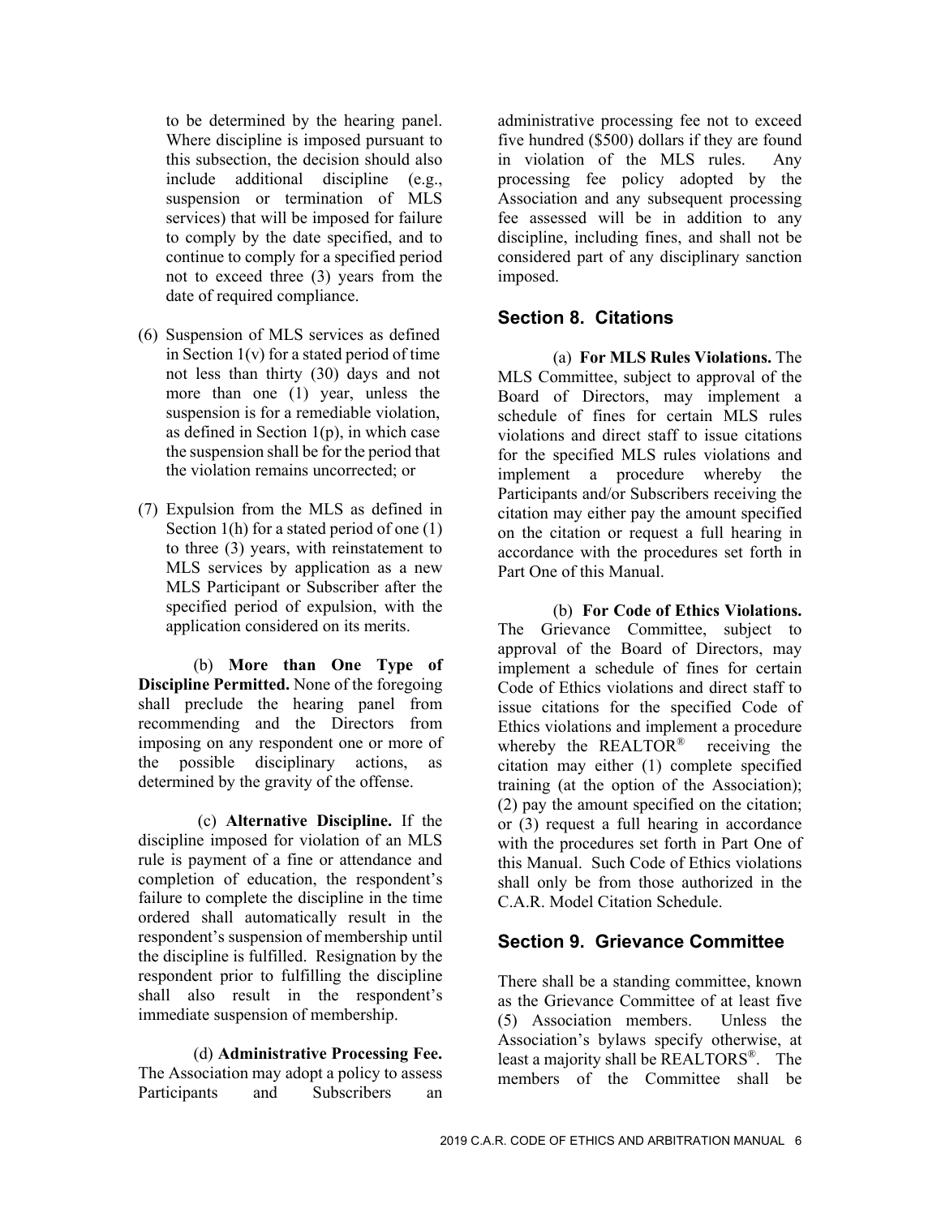to be determined by the hearing panel. Where discipline is imposed pursuant to this subsection, the decision should also include additional discipline (e.g., suspension or termination of MLS services) that will be imposed for failure to comply by the date specified, and to continue to comply for a specified period not to exceed three (3) years from the date of required compliance.

(6) Suspension of MLS services as defined in Section 1(v) for a stated period of time not less than thirty (30) days and not more than one (1) year, unless the suspension is for a remediable violation, as defined in Section 1(p), in which case the suspension shall be for the period that the violation remains uncorrected; or

(7) Expulsion from the MLS as defined in Section 1(h) for a stated period of one (1) to three (3) years, with reinstatement to MLS services by application as a new MLS Participant or Subscriber after the specified period of expulsion, with the application considered on its merits.

(b) **More than One Type of Discipline Permitted.** None of the foregoing shall preclude the hearing panel from recommending and the Directors from imposing on any respondent one or more of the possible disciplinary actions, as determined by the gravity of the offense.

(c) **Alternative Discipline.** If the discipline imposed for violation of an MLS rule is payment of a fine or attendance and completion of education, the respondent's failure to complete the discipline in the time ordered shall automatically result in the respondent's suspension of membership until the discipline is fulfilled. Resignation by the respondent prior to fulfilling the discipline shall also result in the respondent's immediate suspension of membership.

(d) **Administrative Processing Fee.** The Association may adopt a policy to assess Participants and Subscribers an administrative processing fee not to exceed five hundred ($500) dollars if they are found in violation of the MLS rules. Any processing fee policy adopted by the Association and any subsequent processing fee assessed will be in addition to any discipline, including fines, and shall not be considered part of any disciplinary sanction imposed.

## Section 8. Citations

(a) **For MLS Rules Violations.** The MLS Committee, subject to approval of the Board of Directors, may implement a schedule of fines for certain MLS rules violations and direct staff to issue citations for the specified MLS rules violations and implement a procedure whereby the Participants and/or Subscribers receiving the citation may either pay the amount specified on the citation or request a full hearing in accordance with the procedures set forth in Part One of this Manual.

(b) **For Code of Ethics Violations.** The Grievance Committee, subject to approval of the Board of Directors, may implement a schedule of fines for certain Code of Ethics violations and direct staff to issue citations for the specified Code of Ethics violations and implement a procedure whereby the REALTOR® receiving the citation may either (1) complete specified training (at the option of the Association); (2) pay the amount specified on the citation; or (3) request a full hearing in accordance with the procedures set forth in Part One of this Manual. Such Code of Ethics violations shall only be from those authorized in the C.A.R. Model Citation Schedule.

## Section 9. Grievance Committee

There shall be a standing committee, known as the Grievance Committee of at least five (5) Association members. Unless the Association's bylaws specify otherwise, at least a majority shall be REALTORS®. The members of the Committee shall be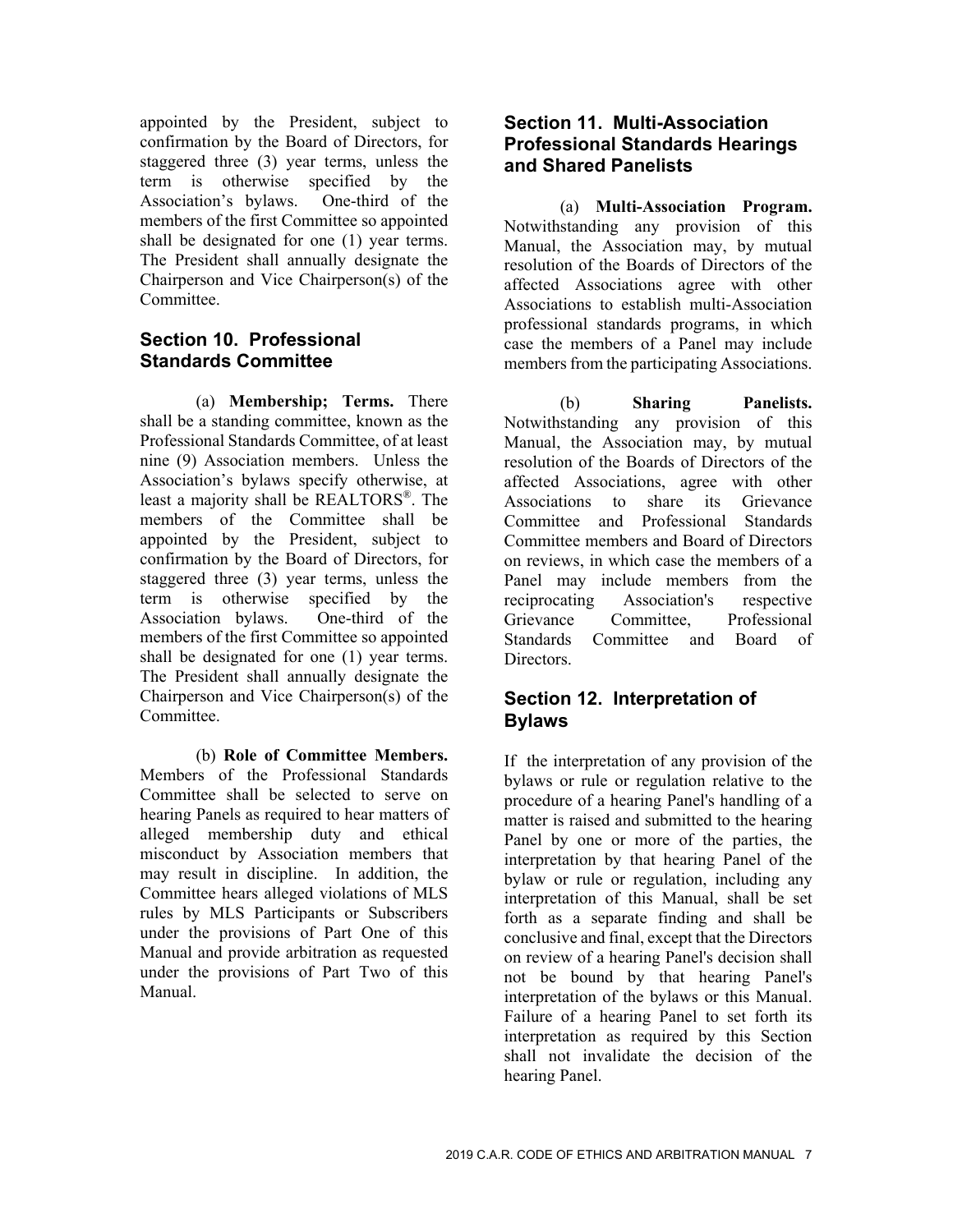appointed by the President, subject to confirmation by the Board of Directors, for staggered three (3) year terms, unless the term is otherwise specified by the Association's bylaws. One-third of the members of the first Committee so appointed shall be designated for one (1) year terms. The President shall annually designate the Chairperson and Vice Chairperson(s) of the Committee.

## Section 10. Professional Standards Committee

(a) **Membership; Terms.** There shall be a standing committee, known as the Professional Standards Committee, of at least nine (9) Association members. Unless the Association's bylaws specify otherwise, at least a majority shall be REALTORS®. The members of the Committee shall be appointed by the President, subject to confirmation by the Board of Directors, for staggered three (3) year terms, unless the term is otherwise specified by the Association bylaws. One-third of the members of the first Committee so appointed shall be designated for one (1) year terms. The President shall annually designate the Chairperson and Vice Chairperson(s) of the Committee.

(b) **Role of Committee Members.** Members of the Professional Standards Committee shall be selected to serve on hearing Panels as required to hear matters of alleged membership duty and ethical misconduct by Association members that may result in discipline. In addition, the Committee hears alleged violations of MLS rules by MLS Participants or Subscribers under the provisions of Part One of this Manual and provide arbitration as requested under the provisions of Part Two of this Manual.

## Section 11. Multi-Association Professional Standards Hearings and Shared Panelists

(a) **Multi-Association Program.** Notwithstanding any provision of this Manual, the Association may, by mutual resolution of the Boards of Directors of the affected Associations agree with other Associations to establish multi-Association professional standards programs, in which case the members of a Panel may include members from the participating Associations.

(b) **Sharing Panelists.** Notwithstanding any provision of this Manual, the Association may, by mutual resolution of the Boards of Directors of the affected Associations, agree with other Associations to share its Grievance Committee and Professional Standards Committee members and Board of Directors on reviews, in which case the members of a Panel may include members from the reciprocating Association's respective Grievance Committee, Professional Standards Committee and Board of Directors.

## Section 12. Interpretation of Bylaws

If the interpretation of any provision of the bylaws or rule or regulation relative to the procedure of a hearing Panel's handling of a matter is raised and submitted to the hearing Panel by one or more of the parties, the interpretation by that hearing Panel of the bylaw or rule or regulation, including any interpretation of this Manual, shall be set forth as a separate finding and shall be conclusive and final, except that the Directors on review of a hearing Panel's decision shall not be bound by that hearing Panel's interpretation of the bylaws or this Manual. Failure of a hearing Panel to set forth its interpretation as required by this Section shall not invalidate the decision of the hearing Panel.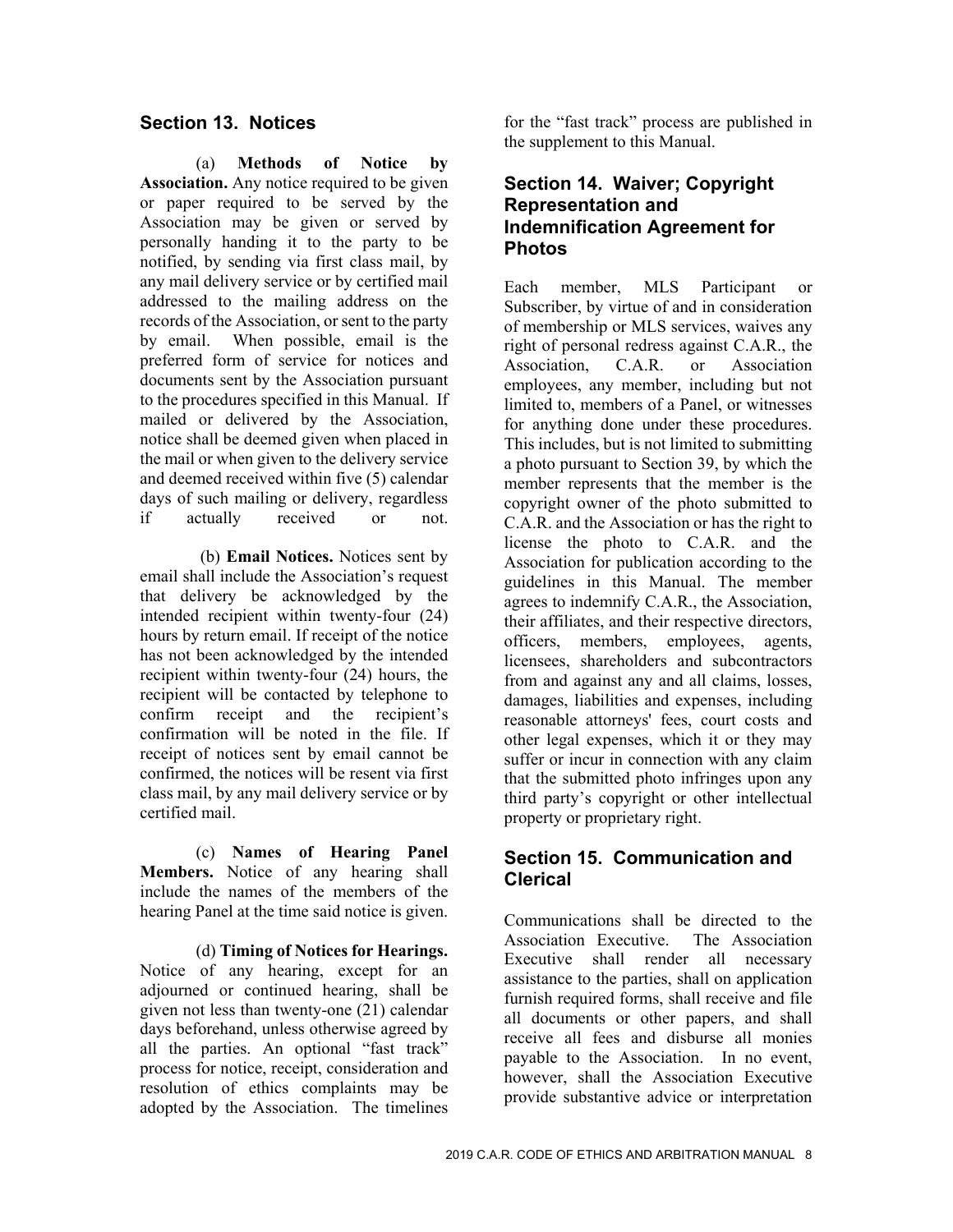## Section 13. Notices

(a) **Methods of Notice by Association.** Any notice required to be given or paper required to be served by the Association may be given or served by personally handing it to the party to be notified, by sending via first class mail, by any mail delivery service or by certified mail addressed to the mailing address on the records of the Association, or sent to the party by email. When possible, email is the preferred form of service for notices and documents sent by the Association pursuant to the procedures specified in this Manual. If mailed or delivered by the Association, notice shall be deemed given when placed in the mail or when given to the delivery service and deemed received within five (5) calendar days of such mailing or delivery, regardless if actually received or not.

(b) **Email Notices.** Notices sent by email shall include the Association's request that delivery be acknowledged by the intended recipient within twenty-four (24) hours by return email. If receipt of the notice has not been acknowledged by the intended recipient within twenty-four (24) hours, the recipient will be contacted by telephone to confirm receipt and the recipient's confirmation will be noted in the file. If receipt of notices sent by email cannot be confirmed, the notices will be resent via first class mail, by any mail delivery service or by certified mail.

(c) **Names of Hearing Panel Members.** Notice of any hearing shall include the names of the members of the hearing Panel at the time said notice is given.

(d) **Timing of Notices for Hearings.** Notice of any hearing, except for an adjourned or continued hearing, shall be given not less than twenty-one (21) calendar days beforehand, unless otherwise agreed by all the parties. An optional "fast track" process for notice, receipt, consideration and resolution of ethics complaints may be adopted by the Association. The timelines for the "fast track" process are published in the supplement to this Manual.

## Section 14. Waiver; Copyright Representation and Indemnification Agreement for Photos

Each member, MLS Participant or Subscriber, by virtue of and in consideration of membership or MLS services, waives any right of personal redress against C.A.R., the Association, C.A.R. or Association employees, any member, including but not limited to, members of a Panel, or witnesses for anything done under these procedures. This includes, but is not limited to submitting a photo pursuant to Section 39, by which the member represents that the member is the copyright owner of the photo submitted to C.A.R. and the Association or has the right to license the photo to C.A.R. and the Association for publication according to the guidelines in this Manual. The member agrees to indemnify C.A.R., the Association, their affiliates, and their respective directors, officers, members, employees, agents, licensees, shareholders and subcontractors from and against any and all claims, losses, damages, liabilities and expenses, including reasonable attorneys' fees, court costs and other legal expenses, which it or they may suffer or incur in connection with any claim that the submitted photo infringes upon any third party's copyright or other intellectual property or proprietary right.

## Section 15. Communication and Clerical

Communications shall be directed to the Association Executive. The Association Executive shall render all necessary assistance to the parties, shall on application furnish required forms, shall receive and file all documents or other papers, and shall receive all fees and disburse all monies payable to the Association. In no event, however, shall the Association Executive provide substantive advice or interpretation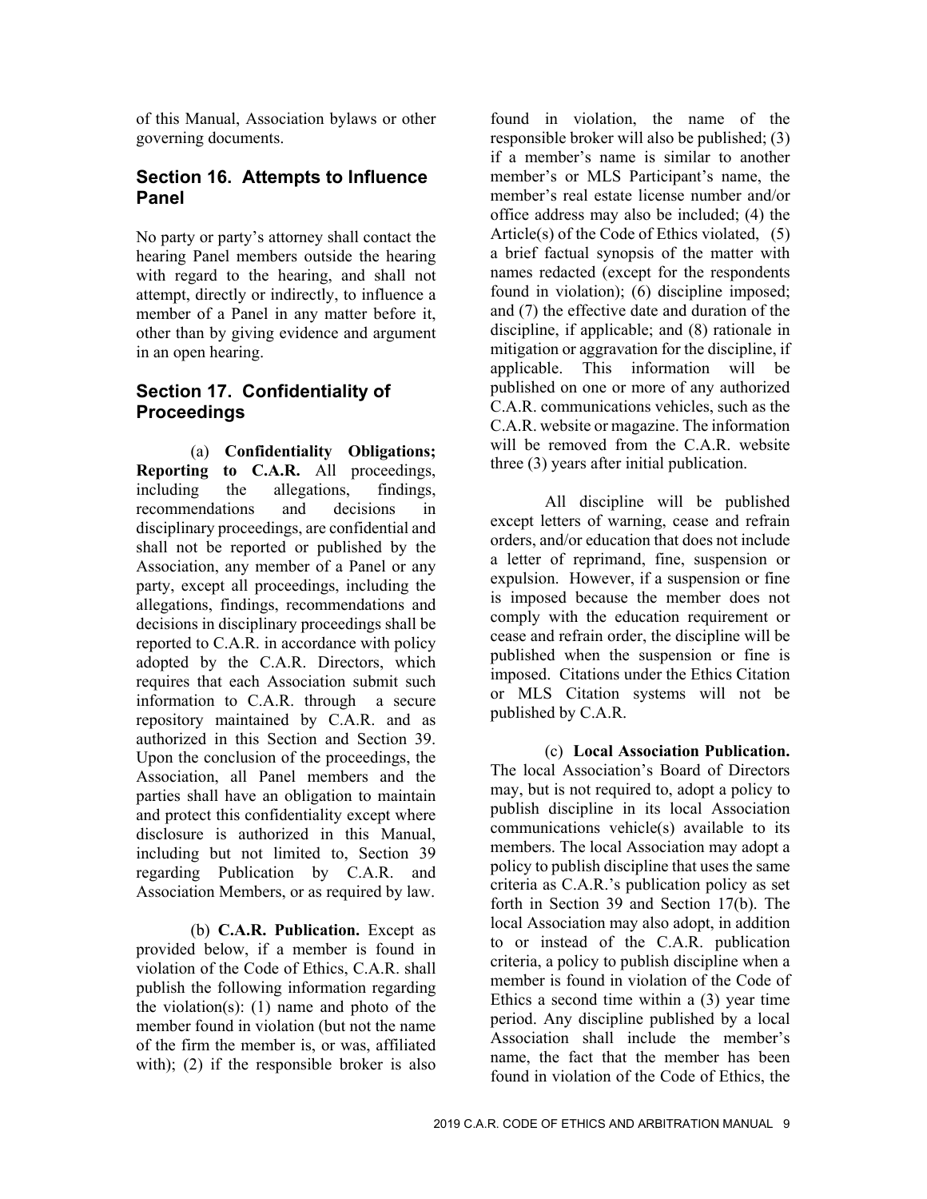of this Manual, Association bylaws or other governing documents.

## Section 16. Attempts to Influence Panel

No party or party's attorney shall contact the hearing Panel members outside the hearing with regard to the hearing, and shall not attempt, directly or indirectly, to influence a member of a Panel in any matter before it, other than by giving evidence and argument in an open hearing.

## Section 17. Confidentiality of Proceedings

(a) **Confidentiality Obligations; Reporting to C.A.R.** All proceedings, including the allegations, findings, recommendations and decisions in disciplinary proceedings, are confidential and shall not be reported or published by the Association, any member of a Panel or any party, except all proceedings, including the allegations, findings, recommendations and decisions in disciplinary proceedings shall be reported to C.A.R. in accordance with policy adopted by the C.A.R. Directors, which requires that each Association submit such information to C.A.R. through a secure repository maintained by C.A.R. and as authorized in this Section and Section 39. Upon the conclusion of the proceedings, the Association, all Panel members and the parties shall have an obligation to maintain and protect this confidentiality except where disclosure is authorized in this Manual, including but not limited to, Section 39 regarding Publication by C.A.R. and Association Members, or as required by law.

(b) **C.A.R. Publication.** Except as provided below, if a member is found in violation of the Code of Ethics, C.A.R. shall publish the following information regarding the violation(s): (1) name and photo of the member found in violation (but not the name of the firm the member is, or was, affiliated with); (2) if the responsible broker is also found in violation, the name of the responsible broker will also be published; (3) if a member's name is similar to another member's or MLS Participant's name, the member's real estate license number and/or office address may also be included; (4) the Article(s) of the Code of Ethics violated, (5) a brief factual synopsis of the matter with names redacted (except for the respondents found in violation); (6) discipline imposed; and (7) the effective date and duration of the discipline, if applicable; and (8) rationale in mitigation or aggravation for the discipline, if applicable. This information will be published on one or more of any authorized C.A.R. communications vehicles, such as the C.A.R. website or magazine. The information will be removed from the C.A.R. website three (3) years after initial publication.

All discipline will be published except letters of warning, cease and refrain orders, and/or education that does not include a letter of reprimand, fine, suspension or expulsion. However, if a suspension or fine is imposed because the member does not comply with the education requirement or cease and refrain order, the discipline will be published when the suspension or fine is imposed. Citations under the Ethics Citation or MLS Citation systems will not be published by C.A.R.

(c) **Local Association Publication.** The local Association's Board of Directors may, but is not required to, adopt a policy to publish discipline in its local Association communications vehicle(s) available to its members. The local Association may adopt a policy to publish discipline that uses the same criteria as C.A.R.'s publication policy as set forth in Section 39 and Section 17(b). The local Association may also adopt, in addition to or instead of the C.A.R. publication criteria, a policy to publish discipline when a member is found in violation of the Code of Ethics a second time within a (3) year time period. Any discipline published by a local Association shall include the member's name, the fact that the member has been found in violation of the Code of Ethics, the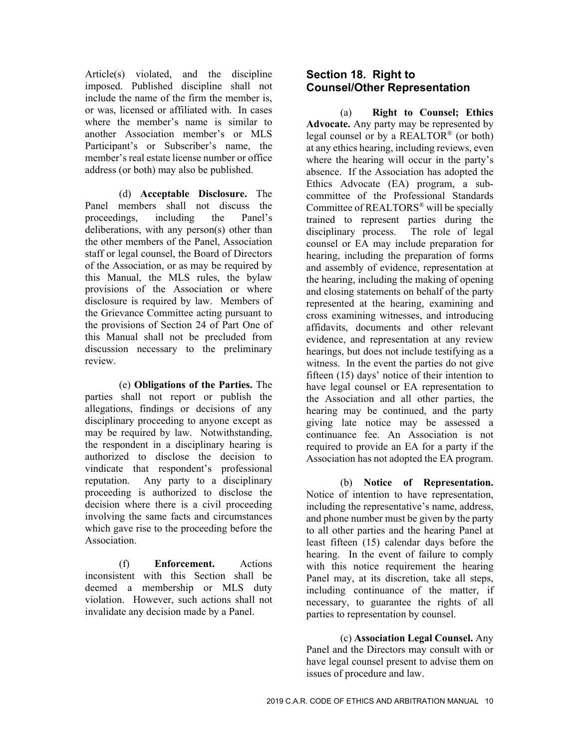Article(s) violated, and the discipline imposed. Published discipline shall not include the name of the firm the member is, or was, licensed or affiliated with. In cases where the member's name is similar to another Association member's or MLS Participant's or Subscriber's name, the member's real estate license number or office address (or both) may also be published.

(d) **Acceptable Disclosure.** The Panel members shall not discuss the proceedings, including the Panel's deliberations, with any person(s) other than the other members of the Panel, Association staff or legal counsel, the Board of Directors of the Association, or as may be required by this Manual, the MLS rules, the bylaw provisions of the Association or where disclosure is required by law. Members of the Grievance Committee acting pursuant to the provisions of Section 24 of Part One of this Manual shall not be precluded from discussion necessary to the preliminary review.

(e) **Obligations of the Parties.** The parties shall not report or publish the allegations, findings or decisions of any disciplinary proceeding to anyone except as may be required by law. Notwithstanding, the respondent in a disciplinary hearing is authorized to disclose the decision to vindicate that respondent's professional reputation. Any party to a disciplinary proceeding is authorized to disclose the decision where there is a civil proceeding involving the same facts and circumstances which gave rise to the proceeding before the Association.

(f) **Enforcement.** Actions inconsistent with this Section shall be deemed a membership or MLS duty violation. However, such actions shall not invalidate any decision made by a Panel.

## Section 18. Right to Counsel/Other Representation

(a) **Right to Counsel; Ethics Advocate.** Any party may be represented by legal counsel or by a REALTOR® (or both) at any ethics hearing, including reviews, even where the hearing will occur in the party's absence. If the Association has adopted the Ethics Advocate (EA) program, a sub-committee of the Professional Standards Committee of REALTORS® will be specially trained to represent parties during the disciplinary process. The role of legal counsel or EA may include preparation for hearing, including the preparation of forms and assembly of evidence, representation at the hearing, including the making of opening and closing statements on behalf of the party represented at the hearing, examining and cross examining witnesses, and introducing affidavits, documents and other relevant evidence, and representation at any review hearings, but does not include testifying as a witness. In the event the parties do not give fifteen (15) days' notice of their intention to have legal counsel or EA representation to the Association and all other parties, the hearing may be continued, and the party giving late notice may be assessed a continuance fee. An Association is not required to provide an EA for a party if the Association has not adopted the EA program.

(b) **Notice of Representation.** Notice of intention to have representation, including the representative's name, address, and phone number must be given by the party to all other parties and the hearing Panel at least fifteen (15) calendar days before the hearing. In the event of failure to comply with this notice requirement the hearing Panel may, at its discretion, take all steps, including continuance of the matter, if necessary, to guarantee the rights of all parties to representation by counsel.

(c) **Association Legal Counsel.** Any Panel and the Directors may consult with or have legal counsel present to advise them on issues of procedure and law.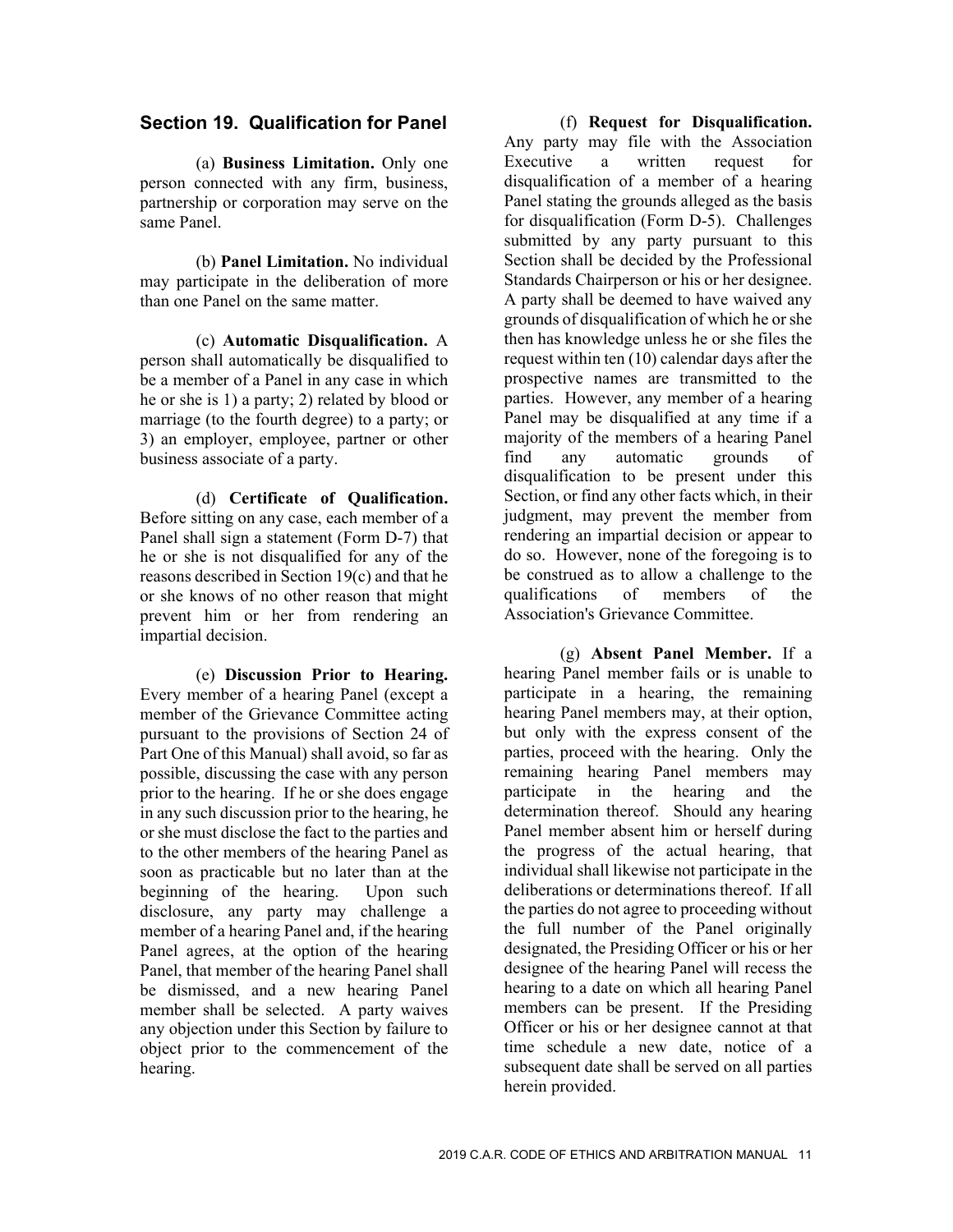## Section 19. Qualification for Panel

(a) **Business Limitation.** Only one person connected with any firm, business, partnership or corporation may serve on the same Panel.

(b) **Panel Limitation.** No individual may participate in the deliberation of more than one Panel on the same matter.

(c) **Automatic Disqualification.** A person shall automatically be disqualified to be a member of a Panel in any case in which he or she is 1) a party; 2) related by blood or marriage (to the fourth degree) to a party; or 3) an employer, employee, partner or other business associate of a party.

(d) **Certificate of Qualification.** Before sitting on any case, each member of a Panel shall sign a statement (Form D-7) that he or she is not disqualified for any of the reasons described in Section 19(c) and that he or she knows of no other reason that might prevent him or her from rendering an impartial decision.

(e) **Discussion Prior to Hearing.** Every member of a hearing Panel (except a member of the Grievance Committee acting pursuant to the provisions of Section 24 of Part One of this Manual) shall avoid, so far as possible, discussing the case with any person prior to the hearing. If he or she does engage in any such discussion prior to the hearing, he or she must disclose the fact to the parties and to the other members of the hearing Panel as soon as practicable but no later than at the beginning of the hearing. Upon such disclosure, any party may challenge a member of a hearing Panel and, if the hearing Panel agrees, at the option of the hearing Panel, that member of the hearing Panel shall be dismissed, and a new hearing Panel member shall be selected. A party waives any objection under this Section by failure to object prior to the commencement of the hearing.

(f) **Request for Disqualification.** Any party may file with the Association Executive a written request for disqualification of a member of a hearing Panel stating the grounds alleged as the basis for disqualification (Form D-5). Challenges submitted by any party pursuant to this Section shall be decided by the Professional Standards Chairperson or his or her designee. A party shall be deemed to have waived any grounds of disqualification of which he or she then has knowledge unless he or she files the request within ten (10) calendar days after the prospective names are transmitted to the parties. However, any member of a hearing Panel may be disqualified at any time if a majority of the members of a hearing Panel find any automatic grounds of disqualification to be present under this Section, or find any other facts which, in their judgment, may prevent the member from rendering an impartial decision or appear to do so. However, none of the foregoing is to be construed as to allow a challenge to the qualifications of members of the Association's Grievance Committee.

(g) **Absent Panel Member.** If a hearing Panel member fails or is unable to participate in a hearing, the remaining hearing Panel members may, at their option, but only with the express consent of the parties, proceed with the hearing. Only the remaining hearing Panel members may participate in the hearing and the determination thereof. Should any hearing Panel member absent him or herself during the progress of the actual hearing, that individual shall likewise not participate in the deliberations or determinations thereof. If all the parties do not agree to proceeding without the full number of the Panel originally designated, the Presiding Officer or his or her designee of the hearing Panel will recess the hearing to a date on which all hearing Panel members can be present. If the Presiding Officer or his or her designee cannot at that time schedule a new date, notice of a subsequent date shall be served on all parties herein provided.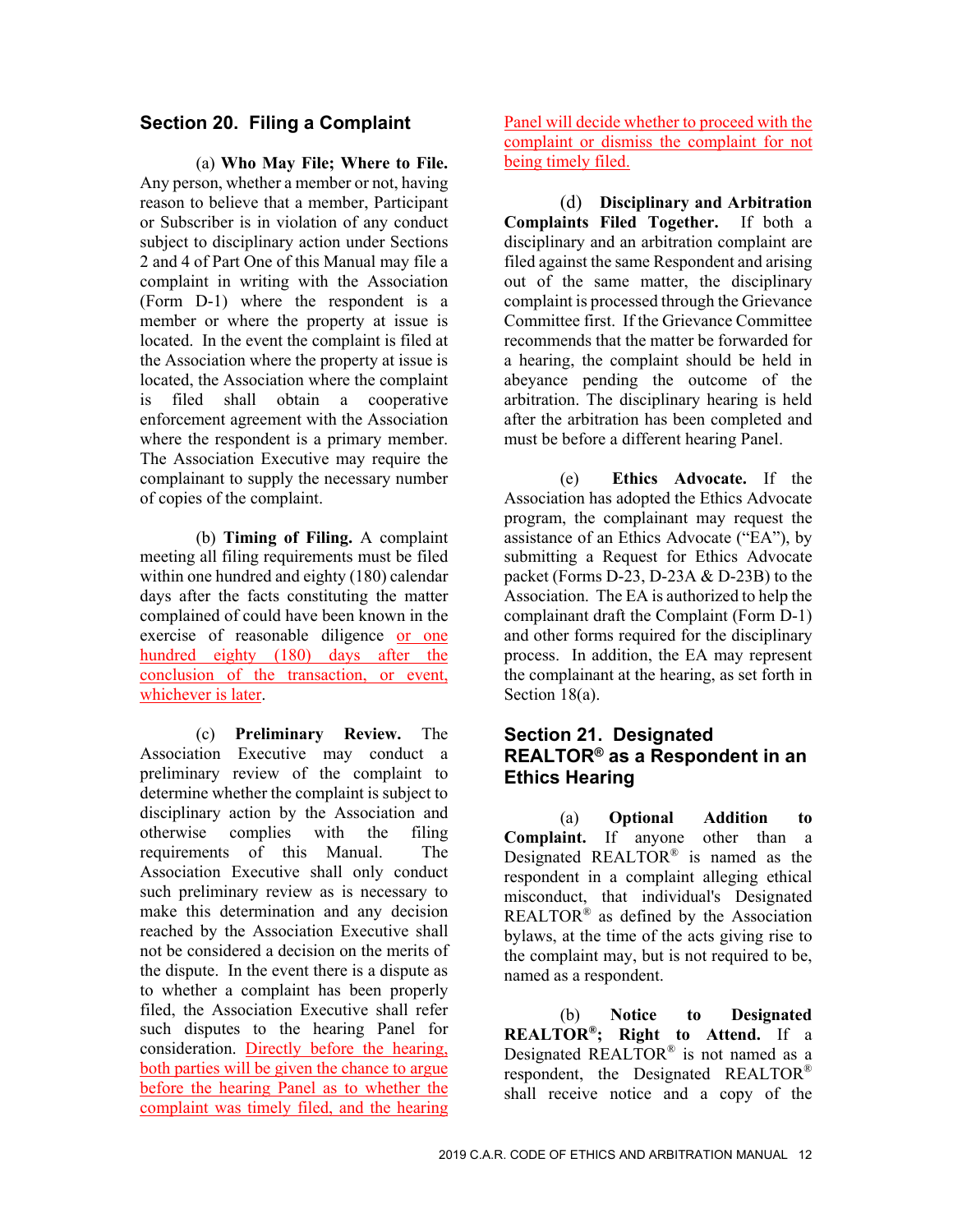## Section 20. Filing a Complaint

(a) **Who May File; Where to File.** Any person, whether a member or not, having reason to believe that a member, Participant or Subscriber is in violation of any conduct subject to disciplinary action under Sections 2 and 4 of Part One of this Manual may file a complaint in writing with the Association (Form D-1) where the respondent is a member or where the property at issue is located. In the event the complaint is filed at the Association where the property at issue is located, the Association where the complaint is filed shall obtain a cooperative enforcement agreement with the Association where the respondent is a primary member. The Association Executive may require the complainant to supply the necessary number of copies of the complaint.

(b) **Timing of Filing.** A complaint meeting all filing requirements must be filed within one hundred and eighty (180) calendar days after the facts constituting the matter complained of could have been known in the exercise of reasonable diligence or one hundred eighty (180) days after the conclusion of the transaction, or event, whichever is later.

(c) **Preliminary Review.** The Association Executive may conduct a preliminary review of the complaint to determine whether the complaint is subject to disciplinary action by the Association and otherwise complies with the filing requirements of this Manual. The Association Executive shall only conduct such preliminary review as is necessary to make this determination and any decision reached by the Association Executive shall not be considered a decision on the merits of the dispute. In the event there is a dispute as to whether a complaint has been properly filed, the Association Executive shall refer such disputes to the hearing Panel for consideration. Directly before the hearing, both parties will be given the chance to argue before the hearing Panel as to whether the complaint was timely filed, and the hearing Panel will decide whether to proceed with the complaint or dismiss the complaint for not being timely filed.

(d) **Disciplinary and Arbitration Complaints Filed Together.** If both a disciplinary and an arbitration complaint are filed against the same Respondent and arising out of the same matter, the disciplinary complaint is processed through the Grievance Committee first. If the Grievance Committee recommends that the matter be forwarded for a hearing, the complaint should be held in abeyance pending the outcome of the arbitration. The disciplinary hearing is held after the arbitration has been completed and must be before a different hearing Panel.

(e) **Ethics Advocate.** If the Association has adopted the Ethics Advocate program, the complainant may request the assistance of an Ethics Advocate ("EA"), by submitting a Request for Ethics Advocate packet (Forms D-23, D-23A & D-23B) to the Association. The EA is authorized to help the complainant draft the Complaint (Form D-1) and other forms required for the disciplinary process. In addition, the EA may represent the complainant at the hearing, as set forth in Section 18(a).

## Section 21. Designated REALTOR® as a Respondent in an Ethics Hearing

(a) **Optional Addition to Complaint.** If anyone other than a Designated REALTOR® is named as the respondent in a complaint alleging ethical misconduct, that individual's Designated REALTOR® as defined by the Association bylaws, at the time of the acts giving rise to the complaint may, but is not required to be, named as a respondent.

(b) **Notice to Designated REALTOR®; Right to Attend.** If a Designated REALTOR® is not named as a respondent, the Designated REALTOR® shall receive notice and a copy of the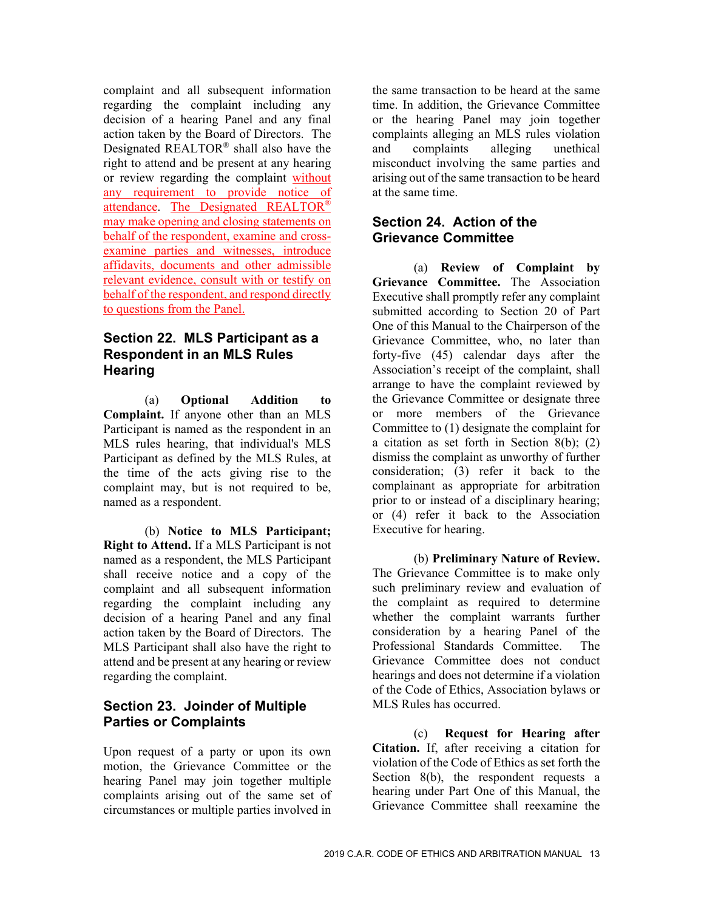complaint and all subsequent information regarding the complaint including any decision of a hearing Panel and any final action taken by the Board of Directors. The Designated REALTOR® shall also have the right to attend and be present at any hearing or review regarding the complaint without any requirement to provide notice of attendance. The Designated REALTOR® may make opening and closing statements on behalf of the respondent, examine and cross-examine parties and witnesses, introduce affidavits, documents and other admissible relevant evidence, consult with or testify on behalf of the respondent, and respond directly to questions from the Panel.

## Section 22. MLS Participant as a Respondent in an MLS Rules Hearing

(a) **Optional Addition to Complaint.** If anyone other than an MLS Participant is named as the respondent in an MLS rules hearing, that individual's MLS Participant as defined by the MLS Rules, at the time of the acts giving rise to the complaint may, but is not required to be, named as a respondent.

(b) **Notice to MLS Participant; Right to Attend.** If a MLS Participant is not named as a respondent, the MLS Participant shall receive notice and a copy of the complaint and all subsequent information regarding the complaint including any decision of a hearing Panel and any final action taken by the Board of Directors. The MLS Participant shall also have the right to attend and be present at any hearing or review regarding the complaint.

## Section 23. Joinder of Multiple Parties or Complaints

Upon request of a party or upon its own motion, the Grievance Committee or the hearing Panel may join together multiple complaints arising out of the same set of circumstances or multiple parties involved in the same transaction to be heard at the same time. In addition, the Grievance Committee or the hearing Panel may join together complaints alleging an MLS rules violation and complaints alleging unethical misconduct involving the same parties and arising out of the same transaction to be heard at the same time.

## Section 24. Action of the Grievance Committee

(a) **Review of Complaint by Grievance Committee.** The Association Executive shall promptly refer any complaint submitted according to Section 20 of Part One of this Manual to the Chairperson of the Grievance Committee, who, no later than forty-five (45) calendar days after the Association's receipt of the complaint, shall arrange to have the complaint reviewed by the Grievance Committee or designate three or more members of the Grievance Committee to (1) designate the complaint for a citation as set forth in Section 8(b); (2) dismiss the complaint as unworthy of further consideration; (3) refer it back to the complainant as appropriate for arbitration prior to or instead of a disciplinary hearing; or (4) refer it back to the Association Executive for hearing.

(b) **Preliminary Nature of Review.** The Grievance Committee is to make only such preliminary review and evaluation of the complaint as required to determine whether the complaint warrants further consideration by a hearing Panel of the Professional Standards Committee. The Grievance Committee does not conduct hearings and does not determine if a violation of the Code of Ethics, Association bylaws or MLS Rules has occurred.

(c) **Request for Hearing after Citation.** If, after receiving a citation for violation of the Code of Ethics as set forth the Section 8(b), the respondent requests a hearing under Part One of this Manual, the Grievance Committee shall reexamine the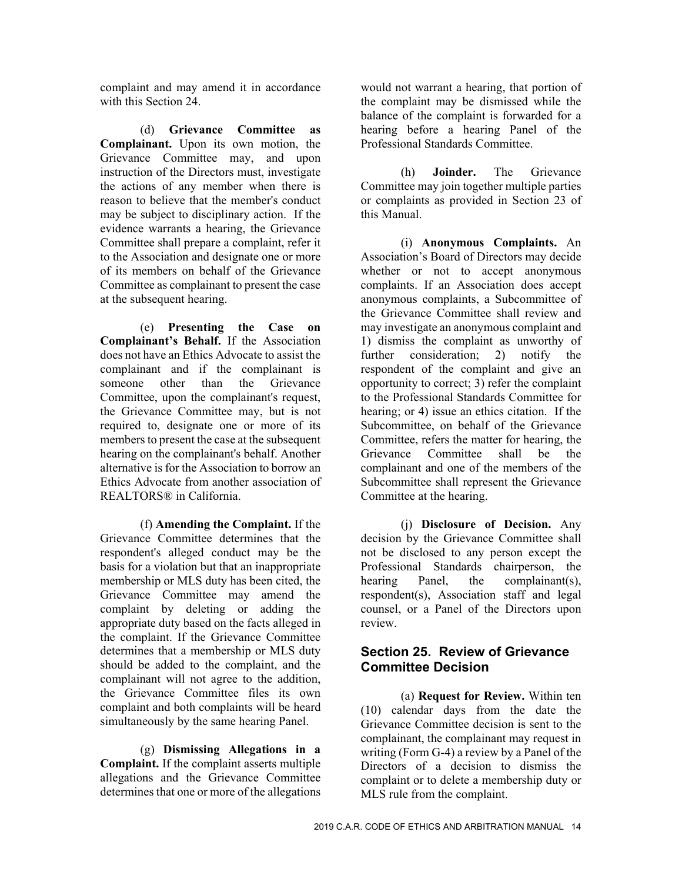complaint and may amend it in accordance with this Section 24.

(d) **Grievance Committee as Complainant.** Upon its own motion, the Grievance Committee may, and upon instruction of the Directors must, investigate the actions of any member when there is reason to believe that the member's conduct may be subject to disciplinary action. If the evidence warrants a hearing, the Grievance Committee shall prepare a complaint, refer it to the Association and designate one or more of its members on behalf of the Grievance Committee as complainant to present the case at the subsequent hearing.

(e) **Presenting the Case on Complainant's Behalf.** If the Association does not have an Ethics Advocate to assist the complainant and if the complainant is someone other than the Grievance Committee, upon the complainant's request, the Grievance Committee may, but is not required to, designate one or more of its members to present the case at the subsequent hearing on the complainant's behalf. Another alternative is for the Association to borrow an Ethics Advocate from another association of REALTORS® in California.

(f) **Amending the Complaint.** If the Grievance Committee determines that the respondent's alleged conduct may be the basis for a violation but that an inappropriate membership or MLS duty has been cited, the Grievance Committee may amend the complaint by deleting or adding the appropriate duty based on the facts alleged in the complaint. If the Grievance Committee determines that a membership or MLS duty should be added to the complaint, and the complainant will not agree to the addition, the Grievance Committee files its own complaint and both complaints will be heard simultaneously by the same hearing Panel.

(g) **Dismissing Allegations in a Complaint.** If the complaint asserts multiple allegations and the Grievance Committee determines that one or more of the allegations would not warrant a hearing, that portion of the complaint may be dismissed while the balance of the complaint is forwarded for a hearing before a hearing Panel of the Professional Standards Committee.

(h) **Joinder.** The Grievance Committee may join together multiple parties or complaints as provided in Section 23 of this Manual.

(i) **Anonymous Complaints.** An Association's Board of Directors may decide whether or not to accept anonymous complaints. If an Association does accept anonymous complaints, a Subcommittee of the Grievance Committee shall review and may investigate an anonymous complaint and 1) dismiss the complaint as unworthy of further consideration; 2) notify the respondent of the complaint and give an opportunity to correct; 3) refer the complaint to the Professional Standards Committee for hearing; or 4) issue an ethics citation. If the Subcommittee, on behalf of the Grievance Committee, refers the matter for hearing, the Grievance Committee shall be the complainant and one of the members of the Subcommittee shall represent the Grievance Committee at the hearing.

(j) **Disclosure of Decision.** Any decision by the Grievance Committee shall not be disclosed to any person except the Professional Standards chairperson, the hearing Panel, the complainant(s), respondent(s), Association staff and legal counsel, or a Panel of the Directors upon review.

## Section 25. Review of Grievance Committee Decision

(a) **Request for Review.** Within ten (10) calendar days from the date the Grievance Committee decision is sent to the complainant, the complainant may request in writing (Form G-4) a review by a Panel of the Directors of a decision to dismiss the complaint or to delete a membership duty or MLS rule from the complaint.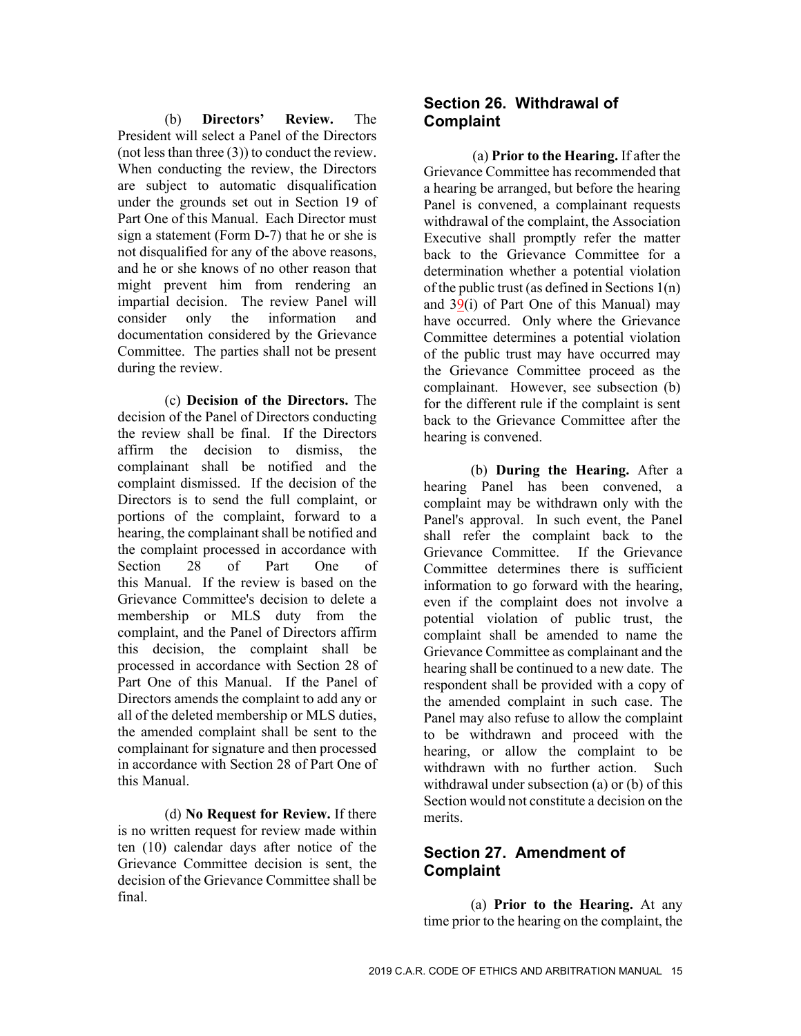(b) **Directors' Review.** The President will select a Panel of the Directors (not less than three (3)) to conduct the review. When conducting the review, the Directors are subject to automatic disqualification under the grounds set out in Section 19 of Part One of this Manual. Each Director must sign a statement (Form D-7) that he or she is not disqualified for any of the above reasons, and he or she knows of no other reason that might prevent him from rendering an impartial decision. The review Panel will consider only the information and documentation considered by the Grievance Committee. The parties shall not be present during the review.

(c) **Decision of the Directors.** The decision of the Panel of Directors conducting the review shall be final. If the Directors affirm the decision to dismiss, the complainant shall be notified and the complaint dismissed. If the decision of the Directors is to send the full complaint, or portions of the complaint, forward to a hearing, the complainant shall be notified and the complaint processed in accordance with Section 28 of Part One of this Manual. If the review is based on the Grievance Committee's decision to delete a membership or MLS duty from the complaint, and the Panel of Directors affirm this decision, the complaint shall be processed in accordance with Section 28 of Part One of this Manual. If the Panel of Directors amends the complaint to add any or all of the deleted membership or MLS duties, the amended complaint shall be sent to the complainant for signature and then processed in accordance with Section 28 of Part One of this Manual.

(d) **No Request for Review.** If there is no written request for review made within ten (10) calendar days after notice of the Grievance Committee decision is sent, the decision of the Grievance Committee shall be final.

## Section 26. Withdrawal of Complaint

(a) **Prior to the Hearing.** If after the Grievance Committee has recommended that a hearing be arranged, but before the hearing Panel is convened, a complainant requests withdrawal of the complaint, the Association Executive shall promptly refer the matter back to the Grievance Committee for a determination whether a potential violation of the public trust (as defined in Sections 1(n) and 39(i) of Part One of this Manual) may have occurred. Only where the Grievance Committee determines a potential violation of the public trust may have occurred may the Grievance Committee proceed as the complainant. However, see subsection (b) for the different rule if the complaint is sent back to the Grievance Committee after the hearing is convened.

(b) **During the Hearing.** After a hearing Panel has been convened, a complaint may be withdrawn only with the Panel's approval. In such event, the Panel shall refer the complaint back to the Grievance Committee. If the Grievance Committee determines there is sufficient information to go forward with the hearing, even if the complaint does not involve a potential violation of public trust, the complaint shall be amended to name the Grievance Committee as complainant and the hearing shall be continued to a new date. The respondent shall be provided with a copy of the amended complaint in such case. The Panel may also refuse to allow the complaint to be withdrawn and proceed with the hearing, or allow the complaint to be withdrawn with no further action. Such withdrawal under subsection (a) or (b) of this Section would not constitute a decision on the merits.

## Section 27. Amendment of Complaint

(a) **Prior to the Hearing.** At any time prior to the hearing on the complaint, the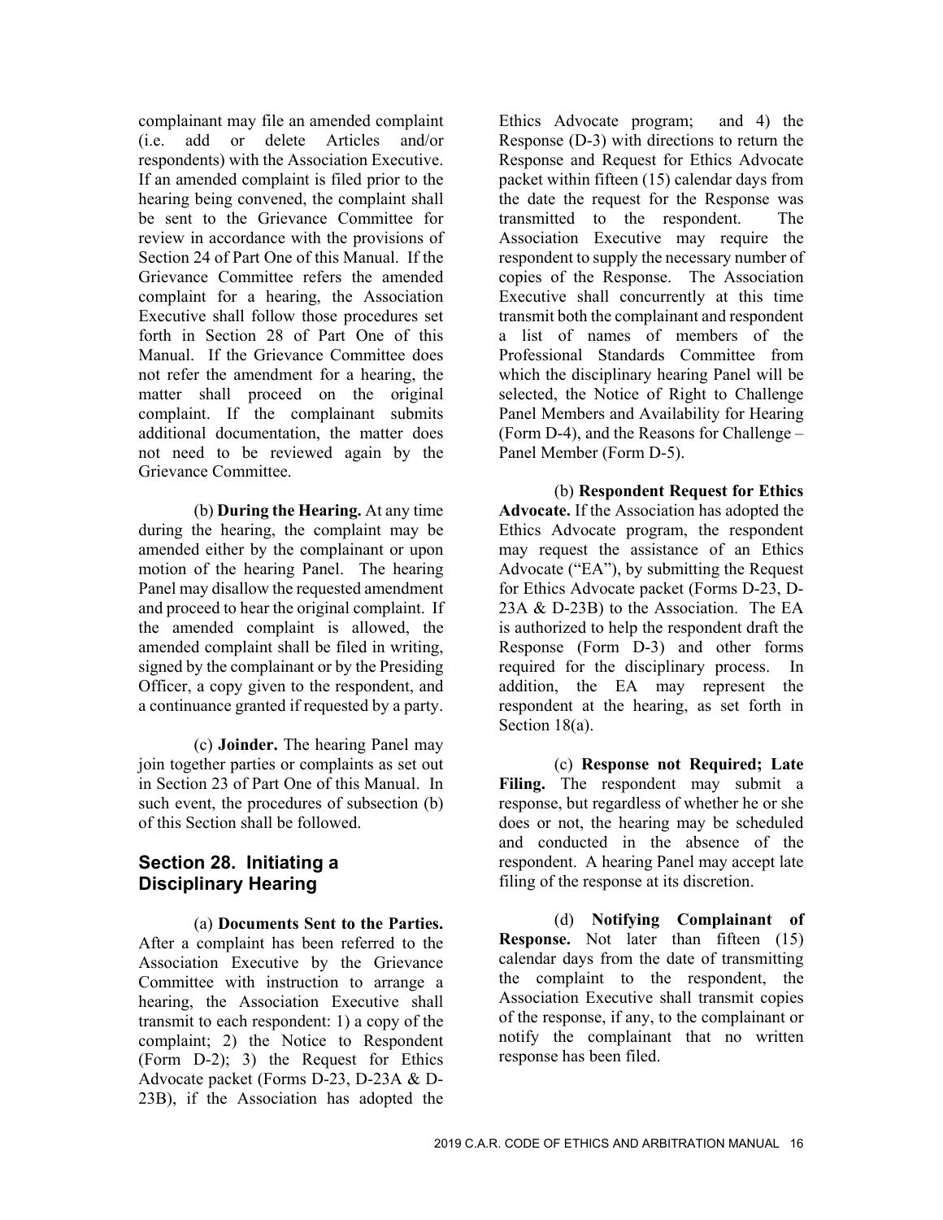complainant may file an amended complaint (i.e. add or delete Articles and/or respondents) with the Association Executive. If an amended complaint is filed prior to the hearing being convened, the complaint shall be sent to the Grievance Committee for review in accordance with the provisions of Section 24 of Part One of this Manual. If the Grievance Committee refers the amended complaint for a hearing, the Association Executive shall follow those procedures set forth in Section 28 of Part One of this Manual. If the Grievance Committee does not refer the amendment for a hearing, the matter shall proceed on the original complaint. If the complainant submits additional documentation, the matter does not need to be reviewed again by the Grievance Committee.

(b) **During the Hearing.** At any time during the hearing, the complaint may be amended either by the complainant or upon motion of the hearing Panel. The hearing Panel may disallow the requested amendment and proceed to hear the original complaint. If the amended complaint is allowed, the amended complaint shall be filed in writing, signed by the complainant or by the Presiding Officer, a copy given to the respondent, and a continuance granted if requested by a party.

(c) **Joinder.** The hearing Panel may join together parties or complaints as set out in Section 23 of Part One of this Manual. In such event, the procedures of subsection (b) of this Section shall be followed.

## Section 28. Initiating a Disciplinary Hearing

(a) **Documents Sent to the Parties.** After a complaint has been referred to the Association Executive by the Grievance Committee with instruction to arrange a hearing, the Association Executive shall transmit to each respondent: 1) a copy of the complaint; 2) the Notice to Respondent (Form D-2); 3) the Request for Ethics Advocate packet (Forms D-23, D-23A & D-23B), if the Association has adopted the Ethics Advocate program; and 4) the Response (D-3) with directions to return the Response and Request for Ethics Advocate packet within fifteen (15) calendar days from the date the request for the Response was transmitted to the respondent. The Association Executive may require the respondent to supply the necessary number of copies of the Response. The Association Executive shall concurrently at this time transmit both the complainant and respondent a list of names of members of the Professional Standards Committee from which the disciplinary hearing Panel will be selected, the Notice of Right to Challenge Panel Members and Availability for Hearing (Form D-4), and the Reasons for Challenge – Panel Member (Form D-5).

(b) **Respondent Request for Ethics Advocate.** If the Association has adopted the Ethics Advocate program, the respondent may request the assistance of an Ethics Advocate ("EA"), by submitting the Request for Ethics Advocate packet (Forms D-23, D-23A & D-23B) to the Association. The EA is authorized to help the respondent draft the Response (Form D-3) and other forms required for the disciplinary process. In addition, the EA may represent the respondent at the hearing, as set forth in Section 18(a).

(c) **Response not Required; Late Filing.** The respondent may submit a response, but regardless of whether he or she does or not, the hearing may be scheduled and conducted in the absence of the respondent. A hearing Panel may accept late filing of the response at its discretion.

(d) **Notifying Complainant of Response.** Not later than fifteen (15) calendar days from the date of transmitting the complaint to the respondent, the Association Executive shall transmit copies of the response, if any, to the complainant or notify the complainant that no written response has been filed.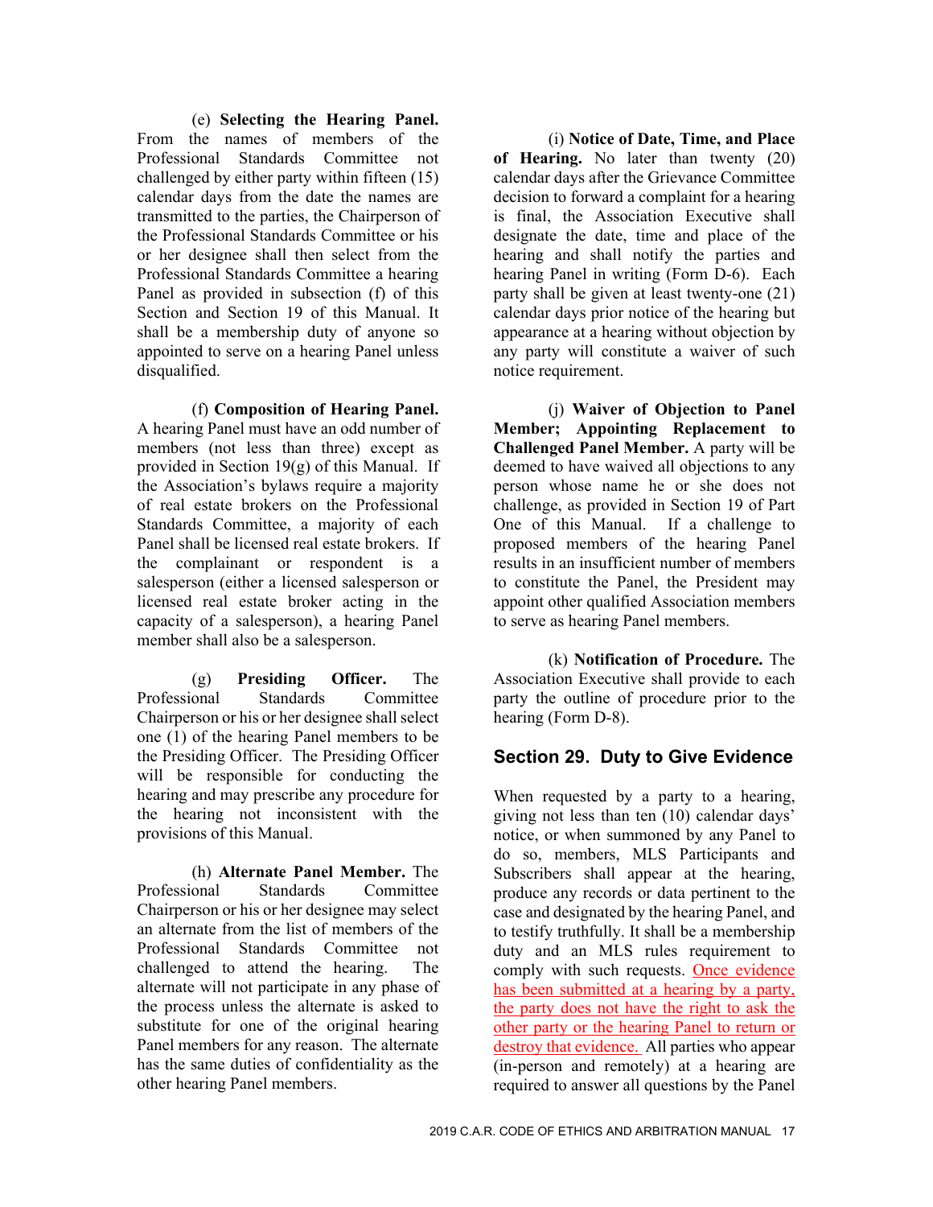(e) **Selecting the Hearing Panel.** From the names of members of the Professional Standards Committee not challenged by either party within fifteen (15) calendar days from the date the names are transmitted to the parties, the Chairperson of the Professional Standards Committee or his or her designee shall then select from the Professional Standards Committee a hearing Panel as provided in subsection (f) of this Section and Section 19 of this Manual. It shall be a membership duty of anyone so appointed to serve on a hearing Panel unless disqualified.

(f) **Composition of Hearing Panel.** A hearing Panel must have an odd number of members (not less than three) except as provided in Section 19(g) of this Manual. If the Association's bylaws require a majority of real estate brokers on the Professional Standards Committee, a majority of each Panel shall be licensed real estate brokers. If the complainant or respondent is a salesperson (either a licensed salesperson or licensed real estate broker acting in the capacity of a salesperson), a hearing Panel member shall also be a salesperson.

(g) **Presiding Officer.** The Professional Standards Committee Chairperson or his or her designee shall select one (1) of the hearing Panel members to be the Presiding Officer. The Presiding Officer will be responsible for conducting the hearing and may prescribe any procedure for the hearing not inconsistent with the provisions of this Manual.

(h) **Alternate Panel Member.** The Professional Standards Committee Chairperson or his or her designee may select an alternate from the list of members of the Professional Standards Committee not challenged to attend the hearing. The alternate will not participate in any phase of the process unless the alternate is asked to substitute for one of the original hearing Panel members for any reason. The alternate has the same duties of confidentiality as the other hearing Panel members.

(i) **Notice of Date, Time, and Place of Hearing.** No later than twenty (20) calendar days after the Grievance Committee decision to forward a complaint for a hearing is final, the Association Executive shall designate the date, time and place of the hearing and shall notify the parties and hearing Panel in writing (Form D-6). Each party shall be given at least twenty-one (21) calendar days prior notice of the hearing but appearance at a hearing without objection by any party will constitute a waiver of such notice requirement.

(j) **Waiver of Objection to Panel Member; Appointing Replacement to Challenged Panel Member.** A party will be deemed to have waived all objections to any person whose name he or she does not challenge, as provided in Section 19 of Part One of this Manual. If a challenge to proposed members of the hearing Panel results in an insufficient number of members to constitute the Panel, the President may appoint other qualified Association members to serve as hearing Panel members.

(k) **Notification of Procedure.** The Association Executive shall provide to each party the outline of procedure prior to the hearing (Form D-8).

## Section 29. Duty to Give Evidence

When requested by a party to a hearing, giving not less than ten (10) calendar days' notice, or when summoned by any Panel to do so, members, MLS Participants and Subscribers shall appear at the hearing, produce any records or data pertinent to the case and designated by the hearing Panel, and to testify truthfully. It shall be a membership duty and an MLS rules requirement to comply with such requests. Once evidence has been submitted at a hearing by a party, the party does not have the right to ask the other party or the hearing Panel to return or destroy that evidence. All parties who appear (in-person and remotely) at a hearing are required to answer all questions by the Panel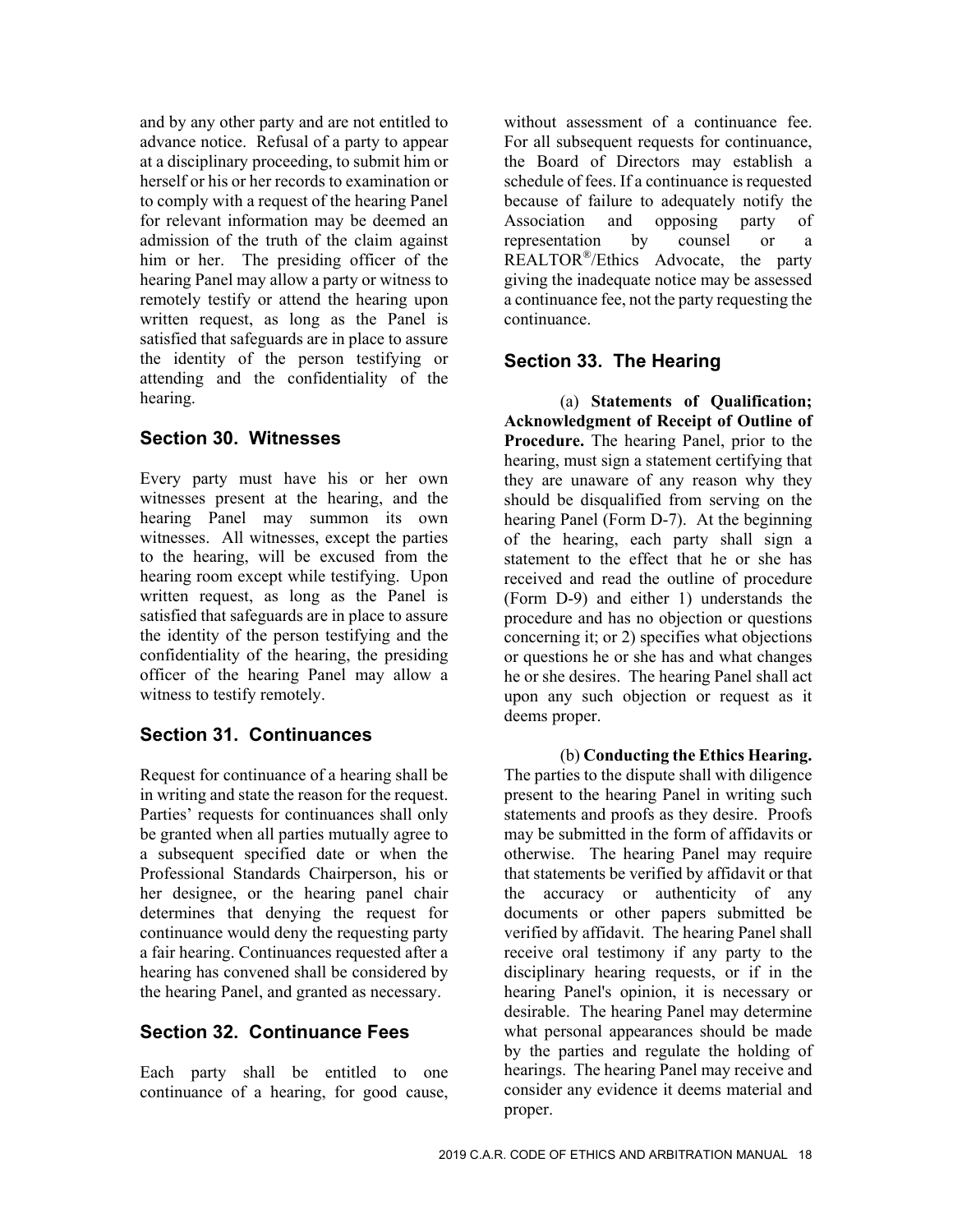and by any other party and are not entitled to advance notice. Refusal of a party to appear at a disciplinary proceeding, to submit him or herself or his or her records to examination or to comply with a request of the hearing Panel for relevant information may be deemed an admission of the truth of the claim against him or her. The presiding officer of the hearing Panel may allow a party or witness to remotely testify or attend the hearing upon written request, as long as the Panel is satisfied that safeguards are in place to assure the identity of the person testifying or attending and the confidentiality of the hearing.

## Section 30. Witnesses

Every party must have his or her own witnesses present at the hearing, and the hearing Panel may summon its own witnesses. All witnesses, except the parties to the hearing, will be excused from the hearing room except while testifying. Upon written request, as long as the Panel is satisfied that safeguards are in place to assure the identity of the person testifying and the confidentiality of the hearing, the presiding officer of the hearing Panel may allow a witness to testify remotely.

## Section 31. Continuances

Request for continuance of a hearing shall be in writing and state the reason for the request. Parties' requests for continuances shall only be granted when all parties mutually agree to a subsequent specified date or when the Professional Standards Chairperson, his or her designee, or the hearing panel chair determines that denying the request for continuance would deny the requesting party a fair hearing. Continuances requested after a hearing has convened shall be considered by the hearing Panel, and granted as necessary.

## Section 32. Continuance Fees

Each party shall be entitled to one continuance of a hearing, for good cause, without assessment of a continuance fee. For all subsequent requests for continuance, the Board of Directors may establish a schedule of fees. If a continuance is requested because of failure to adequately notify the Association and opposing party of representation by counsel or a REALTOR®/Ethics Advocate, the party giving the inadequate notice may be assessed a continuance fee, not the party requesting the continuance.

## Section 33. The Hearing

(a) **Statements of Qualification; Acknowledgment of Receipt of Outline of Procedure.** The hearing Panel, prior to the hearing, must sign a statement certifying that they are unaware of any reason why they should be disqualified from serving on the hearing Panel (Form D-7). At the beginning of the hearing, each party shall sign a statement to the effect that he or she has received and read the outline of procedure (Form D-9) and either 1) understands the procedure and has no objection or questions concerning it; or 2) specifies what objections or questions he or she has and what changes he or she desires. The hearing Panel shall act upon any such objection or request as it deems proper.

(b) **Conducting the Ethics Hearing.** The parties to the dispute shall with diligence present to the hearing Panel in writing such statements and proofs as they desire. Proofs may be submitted in the form of affidavits or otherwise. The hearing Panel may require that statements be verified by affidavit or that the accuracy or authenticity of any documents or other papers submitted be verified by affidavit. The hearing Panel shall receive oral testimony if any party to the disciplinary hearing requests, or if in the hearing Panel's opinion, it is necessary or desirable. The hearing Panel may determine what personal appearances should be made by the parties and regulate the holding of hearings. The hearing Panel may receive and consider any evidence it deems material and proper.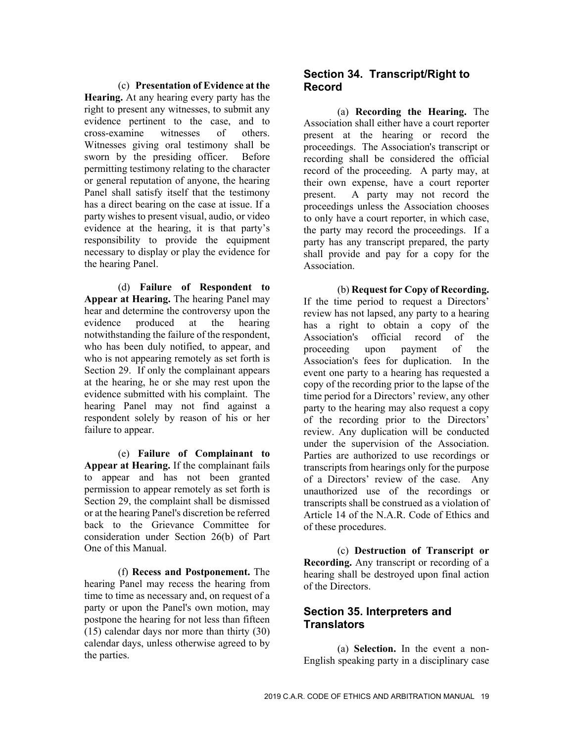(c) **Presentation of Evidence at the Hearing.** At any hearing every party has the right to present any witnesses, to submit any evidence pertinent to the case, and to cross-examine witnesses of others. Witnesses giving oral testimony shall be sworn by the presiding officer. Before permitting testimony relating to the character or general reputation of anyone, the hearing Panel shall satisfy itself that the testimony has a direct bearing on the case at issue. If a party wishes to present visual, audio, or video evidence at the hearing, it is that party's responsibility to provide the equipment necessary to display or play the evidence for the hearing Panel.

(d) **Failure of Respondent to Appear at Hearing.** The hearing Panel may hear and determine the controversy upon the evidence produced at the hearing notwithstanding the failure of the respondent, who has been duly notified, to appear, and who is not appearing remotely as set forth is Section 29. If only the complainant appears at the hearing, he or she may rest upon the evidence submitted with his complaint. The hearing Panel may not find against a respondent solely by reason of his or her failure to appear.

(e) **Failure of Complainant to Appear at Hearing.** If the complainant fails to appear and has not been granted permission to appear remotely as set forth is Section 29, the complaint shall be dismissed or at the hearing Panel's discretion be referred back to the Grievance Committee for consideration under Section 26(b) of Part One of this Manual.

(f) **Recess and Postponement.** The hearing Panel may recess the hearing from time to time as necessary and, on request of a party or upon the Panel's own motion, may postpone the hearing for not less than fifteen (15) calendar days nor more than thirty (30) calendar days, unless otherwise agreed to by the parties.

## Section 34. Transcript/Right to Record

(a) **Recording the Hearing.** The Association shall either have a court reporter present at the hearing or record the proceedings. The Association's transcript or recording shall be considered the official record of the proceeding. A party may, at their own expense, have a court reporter present. A party may not record the proceedings unless the Association chooses to only have a court reporter, in which case, the party may record the proceedings. If a party has any transcript prepared, the party shall provide and pay for a copy for the Association.

(b) **Request for Copy of Recording.** If the time period to request a Directors' review has not lapsed, any party to a hearing has a right to obtain a copy of the Association's official record of the proceeding upon payment of the Association's fees for duplication. In the event one party to a hearing has requested a copy of the recording prior to the lapse of the time period for a Directors' review, any other party to the hearing may also request a copy of the recording prior to the Directors' review. Any duplication will be conducted under the supervision of the Association. Parties are authorized to use recordings or transcripts from hearings only for the purpose of a Directors' review of the case. Any unauthorized use of the recordings or transcripts shall be construed as a violation of Article 14 of the N.A.R. Code of Ethics and of these procedures.

(c) **Destruction of Transcript or Recording.** Any transcript or recording of a hearing shall be destroyed upon final action of the Directors.

## Section 35. Interpreters and Translators

(a) **Selection.** In the event a non-English speaking party in a disciplinary case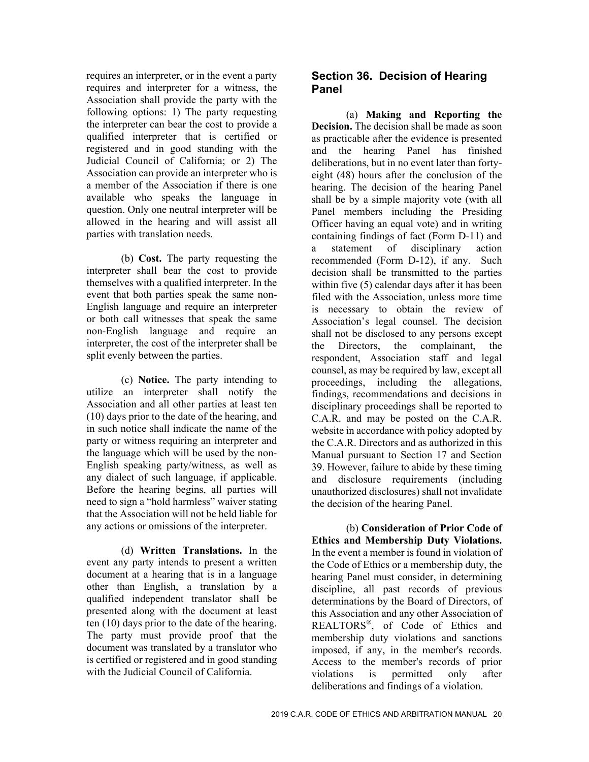requires an interpreter, or in the event a party requires and interpreter for a witness, the Association shall provide the party with the following options: 1) The party requesting the interpreter can bear the cost to provide a qualified interpreter that is certified or registered and in good standing with the Judicial Council of California; or 2) The Association can provide an interpreter who is a member of the Association if there is one available who speaks the language in question. Only one neutral interpreter will be allowed in the hearing and will assist all parties with translation needs.

(b) **Cost.** The party requesting the interpreter shall bear the cost to provide themselves with a qualified interpreter. In the event that both parties speak the same non-English language and require an interpreter or both call witnesses that speak the same non-English language and require an interpreter, the cost of the interpreter shall be split evenly between the parties.

(c) **Notice.** The party intending to utilize an interpreter shall notify the Association and all other parties at least ten (10) days prior to the date of the hearing, and in such notice shall indicate the name of the party or witness requiring an interpreter and the language which will be used by the non-English speaking party/witness, as well as any dialect of such language, if applicable. Before the hearing begins, all parties will need to sign a "hold harmless" waiver stating that the Association will not be held liable for any actions or omissions of the interpreter.

(d) **Written Translations.** In the event any party intends to present a written document at a hearing that is in a language other than English, a translation by a qualified independent translator shall be presented along with the document at least ten (10) days prior to the date of the hearing. The party must provide proof that the document was translated by a translator who is certified or registered and in good standing with the Judicial Council of California.

## Section 36. Decision of Hearing Panel

(a) **Making and Reporting the Decision.** The decision shall be made as soon as practicable after the evidence is presented and the hearing Panel has finished deliberations, but in no event later than forty-eight (48) hours after the conclusion of the hearing. The decision of the hearing Panel shall be by a simple majority vote (with all Panel members including the Presiding Officer having an equal vote) and in writing containing findings of fact (Form D-11) and a statement of disciplinary action recommended (Form D-12), if any. Such decision shall be transmitted to the parties within five (5) calendar days after it has been filed with the Association, unless more time is necessary to obtain the review of Association's legal counsel. The decision shall not be disclosed to any persons except the Directors, the complainant, the respondent, Association staff and legal counsel, as may be required by law, except all proceedings, including the allegations, findings, recommendations and decisions in disciplinary proceedings shall be reported to C.A.R. and may be posted on the C.A.R. website in accordance with policy adopted by the C.A.R. Directors and as authorized in this Manual pursuant to Section 17 and Section 39. However, failure to abide by these timing and disclosure requirements (including unauthorized disclosures) shall not invalidate the decision of the hearing Panel.

(b) **Consideration of Prior Code of Ethics and Membership Duty Violations.** In the event a member is found in violation of the Code of Ethics or a membership duty, the hearing Panel must consider, in determining discipline, all past records of previous determinations by the Board of Directors, of this Association and any other Association of REALTORS®, of Code of Ethics and membership duty violations and sanctions imposed, if any, in the member's records. Access to the member's records of prior violations is permitted only after deliberations and findings of a violation.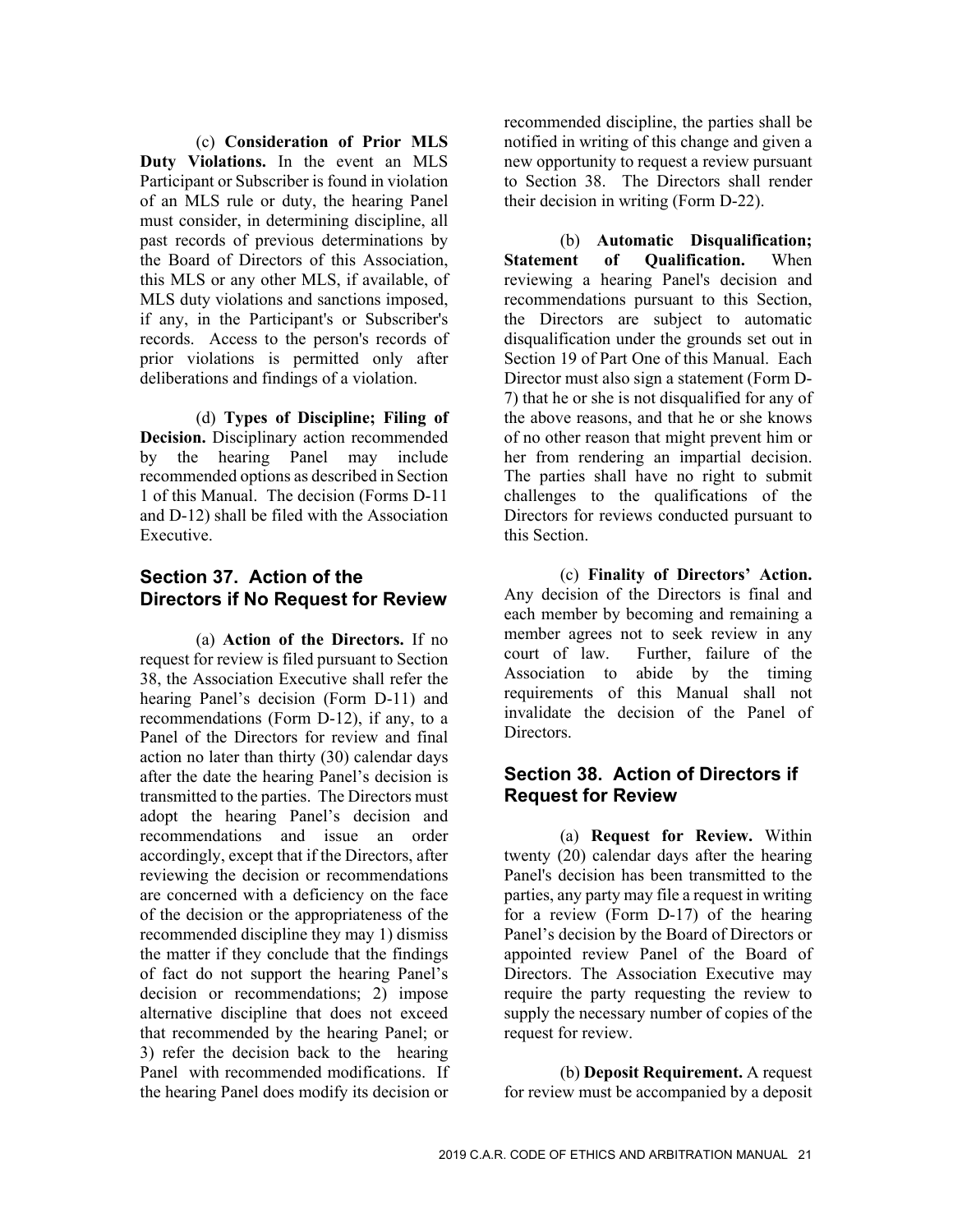(c) **Consideration of Prior MLS Duty Violations.** In the event an MLS Participant or Subscriber is found in violation of an MLS rule or duty, the hearing Panel must consider, in determining discipline, all past records of previous determinations by the Board of Directors of this Association, this MLS or any other MLS, if available, of MLS duty violations and sanctions imposed, if any, in the Participant's or Subscriber's records. Access to the person's records of prior violations is permitted only after deliberations and findings of a violation.

(d) **Types of Discipline; Filing of Decision.** Disciplinary action recommended by the hearing Panel may include recommended options as described in Section 1 of this Manual. The decision (Forms D-11 and D-12) shall be filed with the Association Executive.

## Section 37. Action of the Directors if No Request for Review

(a) **Action of the Directors.** If no request for review is filed pursuant to Section 38, the Association Executive shall refer the hearing Panel's decision (Form D-11) and recommendations (Form D-12), if any, to a Panel of the Directors for review and final action no later than thirty (30) calendar days after the date the hearing Panel's decision is transmitted to the parties. The Directors must adopt the hearing Panel's decision and recommendations and issue an order accordingly, except that if the Directors, after reviewing the decision or recommendations are concerned with a deficiency on the face of the decision or the appropriateness of the recommended discipline they may 1) dismiss the matter if they conclude that the findings of fact do not support the hearing Panel's decision or recommendations; 2) impose alternative discipline that does not exceed that recommended by the hearing Panel; or 3) refer the decision back to the hearing Panel with recommended modifications. If the hearing Panel does modify its decision or recommended discipline, the parties shall be notified in writing of this change and given a new opportunity to request a review pursuant to Section 38. The Directors shall render their decision in writing (Form D-22).

(b) **Automatic Disqualification; Statement of Qualification.** When reviewing a hearing Panel's decision and recommendations pursuant to this Section, the Directors are subject to automatic disqualification under the grounds set out in Section 19 of Part One of this Manual. Each Director must also sign a statement (Form D-7) that he or she is not disqualified for any of the above reasons, and that he or she knows of no other reason that might prevent him or her from rendering an impartial decision. The parties shall have no right to submit challenges to the qualifications of the Directors for reviews conducted pursuant to this Section.

(c) **Finality of Directors' Action.** Any decision of the Directors is final and each member by becoming and remaining a member agrees not to seek review in any court of law. Further, failure of the Association to abide by the timing requirements of this Manual shall not invalidate the decision of the Panel of Directors.

## Section 38. Action of Directors if Request for Review

(a) **Request for Review.** Within twenty (20) calendar days after the hearing Panel's decision has been transmitted to the parties, any party may file a request in writing for a review (Form D-17) of the hearing Panel's decision by the Board of Directors or appointed review Panel of the Board of Directors. The Association Executive may require the party requesting the review to supply the necessary number of copies of the request for review.

(b) **Deposit Requirement.** A request for review must be accompanied by a deposit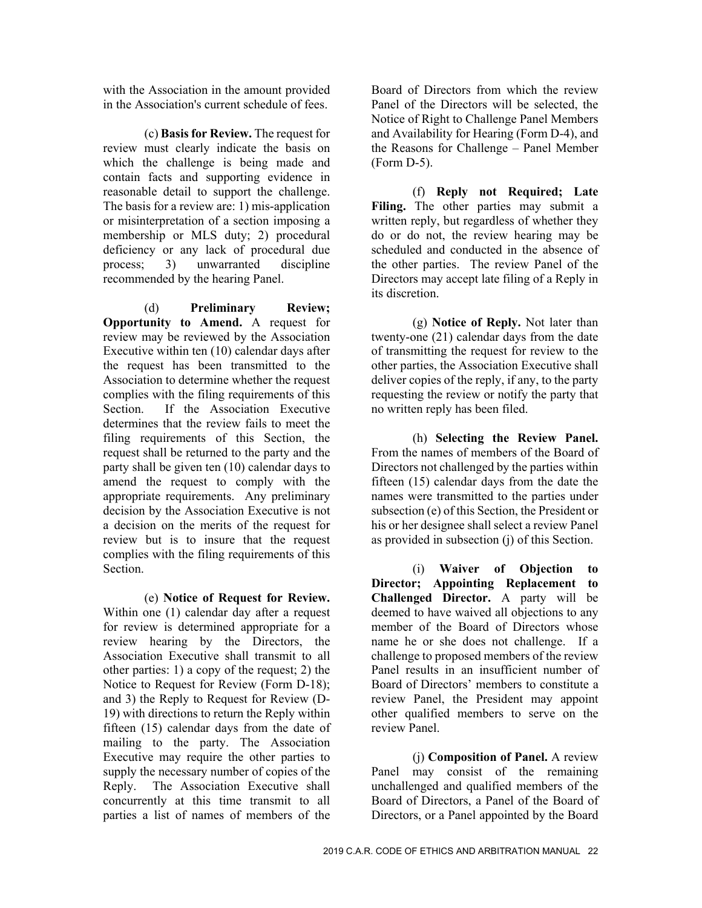with the Association in the amount provided in the Association's current schedule of fees.

(c) **Basis for Review.** The request for review must clearly indicate the basis on which the challenge is being made and contain facts and supporting evidence in reasonable detail to support the challenge. The basis for a review are: 1) mis-application or misinterpretation of a section imposing a membership or MLS duty; 2) procedural deficiency or any lack of procedural due process; 3) unwarranted discipline recommended by the hearing Panel.

(d) **Preliminary Review; Opportunity to Amend.** A request for review may be reviewed by the Association Executive within ten (10) calendar days after the request has been transmitted to the Association to determine whether the request complies with the filing requirements of this Section. If the Association Executive determines that the review fails to meet the filing requirements of this Section, the request shall be returned to the party and the party shall be given ten (10) calendar days to amend the request to comply with the appropriate requirements. Any preliminary decision by the Association Executive is not a decision on the merits of the request for review but is to insure that the request complies with the filing requirements of this Section.

(e) **Notice of Request for Review.** Within one (1) calendar day after a request for review is determined appropriate for a review hearing by the Directors, the Association Executive shall transmit to all other parties: 1) a copy of the request; 2) the Notice to Request for Review (Form D-18); and 3) the Reply to Request for Review (D-19) with directions to return the Reply within fifteen (15) calendar days from the date of mailing to the party. The Association Executive may require the other parties to supply the necessary number of copies of the Reply. The Association Executive shall concurrently at this time transmit to all parties a list of names of members of the Board of Directors from which the review Panel of the Directors will be selected, the Notice of Right to Challenge Panel Members and Availability for Hearing (Form D-4), and the Reasons for Challenge – Panel Member (Form D-5).

(f) **Reply not Required; Late Filing.** The other parties may submit a written reply, but regardless of whether they do or do not, the review hearing may be scheduled and conducted in the absence of the other parties. The review Panel of the Directors may accept late filing of a Reply in its discretion.

(g) **Notice of Reply.** Not later than twenty-one (21) calendar days from the date of transmitting the request for review to the other parties, the Association Executive shall deliver copies of the reply, if any, to the party requesting the review or notify the party that no written reply has been filed.

(h) **Selecting the Review Panel.** From the names of members of the Board of Directors not challenged by the parties within fifteen (15) calendar days from the date the names were transmitted to the parties under subsection (e) of this Section, the President or his or her designee shall select a review Panel as provided in subsection (j) of this Section.

(i) **Waiver of Objection to Director; Appointing Replacement to Challenged Director.** A party will be deemed to have waived all objections to any member of the Board of Directors whose name he or she does not challenge. If a challenge to proposed members of the review Panel results in an insufficient number of Board of Directors' members to constitute a review Panel, the President may appoint other qualified members to serve on the review Panel.

(j) **Composition of Panel.** A review Panel may consist of the remaining unchallenged and qualified members of the Board of Directors, a Panel of the Board of Directors, or a Panel appointed by the Board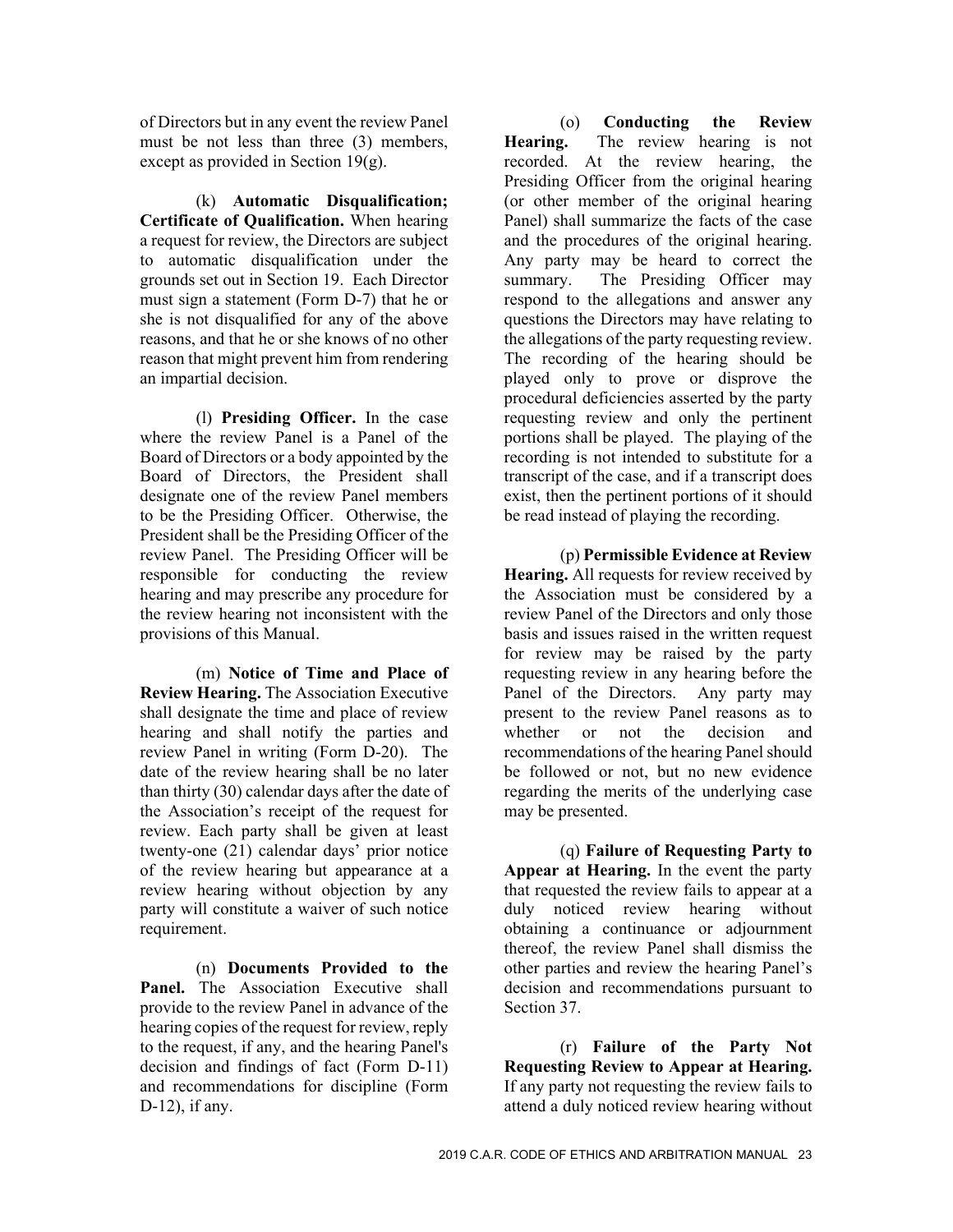of Directors but in any event the review Panel must be not less than three (3) members, except as provided in Section 19(g).

(k) **Automatic Disqualification; Certificate of Qualification.** When hearing a request for review, the Directors are subject to automatic disqualification under the grounds set out in Section 19. Each Director must sign a statement (Form D-7) that he or she is not disqualified for any of the above reasons, and that he or she knows of no other reason that might prevent him from rendering an impartial decision.

(l) **Presiding Officer.** In the case where the review Panel is a Panel of the Board of Directors or a body appointed by the Board of Directors, the President shall designate one of the review Panel members to be the Presiding Officer. Otherwise, the President shall be the Presiding Officer of the review Panel. The Presiding Officer will be responsible for conducting the review hearing and may prescribe any procedure for the review hearing not inconsistent with the provisions of this Manual.

(m) **Notice of Time and Place of Review Hearing.** The Association Executive shall designate the time and place of review hearing and shall notify the parties and review Panel in writing (Form D-20). The date of the review hearing shall be no later than thirty (30) calendar days after the date of the Association's receipt of the request for review. Each party shall be given at least twenty-one (21) calendar days' prior notice of the review hearing but appearance at a review hearing without objection by any party will constitute a waiver of such notice requirement.

(n) **Documents Provided to the Panel.** The Association Executive shall provide to the review Panel in advance of the hearing copies of the request for review, reply to the request, if any, and the hearing Panel's decision and findings of fact (Form D-11) and recommendations for discipline (Form D-12), if any.

(o) **Conducting the Review Hearing.** The review hearing is not recorded. At the review hearing, the Presiding Officer from the original hearing (or other member of the original hearing Panel) shall summarize the facts of the case and the procedures of the original hearing. Any party may be heard to correct the summary. The Presiding Officer may respond to the allegations and answer any questions the Directors may have relating to the allegations of the party requesting review. The recording of the hearing should be played only to prove or disprove the procedural deficiencies asserted by the party requesting review and only the pertinent portions shall be played. The playing of the recording is not intended to substitute for a transcript of the case, and if a transcript does exist, then the pertinent portions of it should be read instead of playing the recording.

(p) **Permissible Evidence at Review Hearing.** All requests for review received by the Association must be considered by a review Panel of the Directors and only those basis and issues raised in the written request for review may be raised by the party requesting review in any hearing before the Panel of the Directors. Any party may present to the review Panel reasons as to whether or not the decision and recommendations of the hearing Panel should be followed or not, but no new evidence regarding the merits of the underlying case may be presented.

(q) **Failure of Requesting Party to Appear at Hearing.** In the event the party that requested the review fails to appear at a duly noticed review hearing without obtaining a continuance or adjournment thereof, the review Panel shall dismiss the other parties and review the hearing Panel's decision and recommendations pursuant to Section 37.

(r) **Failure of the Party Not Requesting Review to Appear at Hearing.** If any party not requesting the review fails to attend a duly noticed review hearing without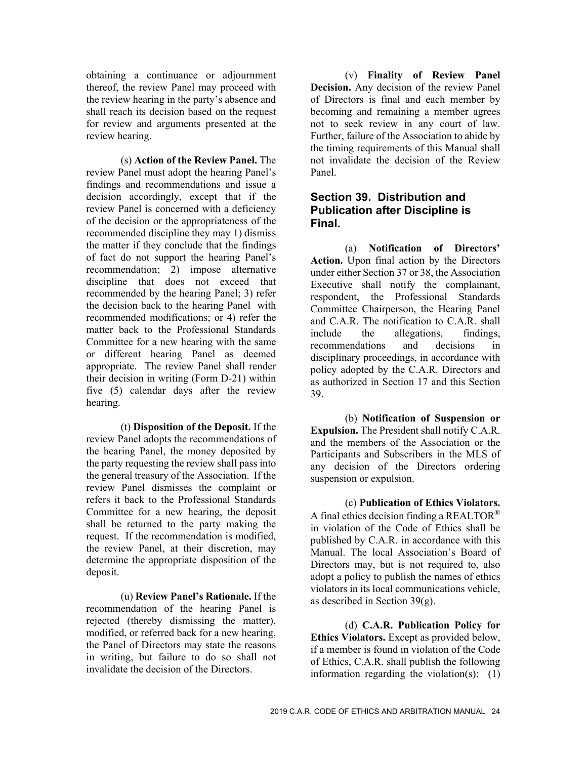obtaining a continuance or adjournment thereof, the review Panel may proceed with the review hearing in the party's absence and shall reach its decision based on the request for review and arguments presented at the review hearing.

(s) **Action of the Review Panel.** The review Panel must adopt the hearing Panel's findings and recommendations and issue a decision accordingly, except that if the review Panel is concerned with a deficiency of the decision or the appropriateness of the recommended discipline they may 1) dismiss the matter if they conclude that the findings of fact do not support the hearing Panel's recommendation; 2) impose alternative discipline that does not exceed that recommended by the hearing Panel; 3) refer the decision back to the hearing Panel with recommended modifications; or 4) refer the matter back to the Professional Standards Committee for a new hearing with the same or different hearing Panel as deemed appropriate. The review Panel shall render their decision in writing (Form D-21) within five (5) calendar days after the review hearing.

(t) **Disposition of the Deposit.** If the review Panel adopts the recommendations of the hearing Panel, the money deposited by the party requesting the review shall pass into the general treasury of the Association. If the review Panel dismisses the complaint or refers it back to the Professional Standards Committee for a new hearing, the deposit shall be returned to the party making the request. If the recommendation is modified, the review Panel, at their discretion, may determine the appropriate disposition of the deposit.

(u) **Review Panel's Rationale.** If the recommendation of the hearing Panel is rejected (thereby dismissing the matter), modified, or referred back for a new hearing, the Panel of Directors may state the reasons in writing, but failure to do so shall not invalidate the decision of the Directors.

(v) **Finality of Review Panel Decision.** Any decision of the review Panel of Directors is final and each member by becoming and remaining a member agrees not to seek review in any court of law. Further, failure of the Association to abide by the timing requirements of this Manual shall not invalidate the decision of the Review Panel.

## Section 39. Distribution and Publication after Discipline is Final.

(a) **Notification of Directors' Action.** Upon final action by the Directors under either Section 37 or 38, the Association Executive shall notify the complainant, respondent, the Professional Standards Committee Chairperson, the Hearing Panel and C.A.R. The notification to C.A.R. shall include the allegations, findings, recommendations and decisions in disciplinary proceedings, in accordance with policy adopted by the C.A.R. Directors and as authorized in Section 17 and this Section 39.

(b) **Notification of Suspension or Expulsion.** The President shall notify C.A.R. and the members of the Association or the Participants and Subscribers in the MLS of any decision of the Directors ordering suspension or expulsion.

(c) **Publication of Ethics Violators.** A final ethics decision finding a REALTOR® in violation of the Code of Ethics shall be published by C.A.R. in accordance with this Manual. The local Association's Board of Directors may, but is not required to, also adopt a policy to publish the names of ethics violators in its local communications vehicle, as described in Section 39(g).

(d) **C.A.R. Publication Policy for Ethics Violators.** Except as provided below, if a member is found in violation of the Code of Ethics, C.A.R. shall publish the following information regarding the violation(s): (1)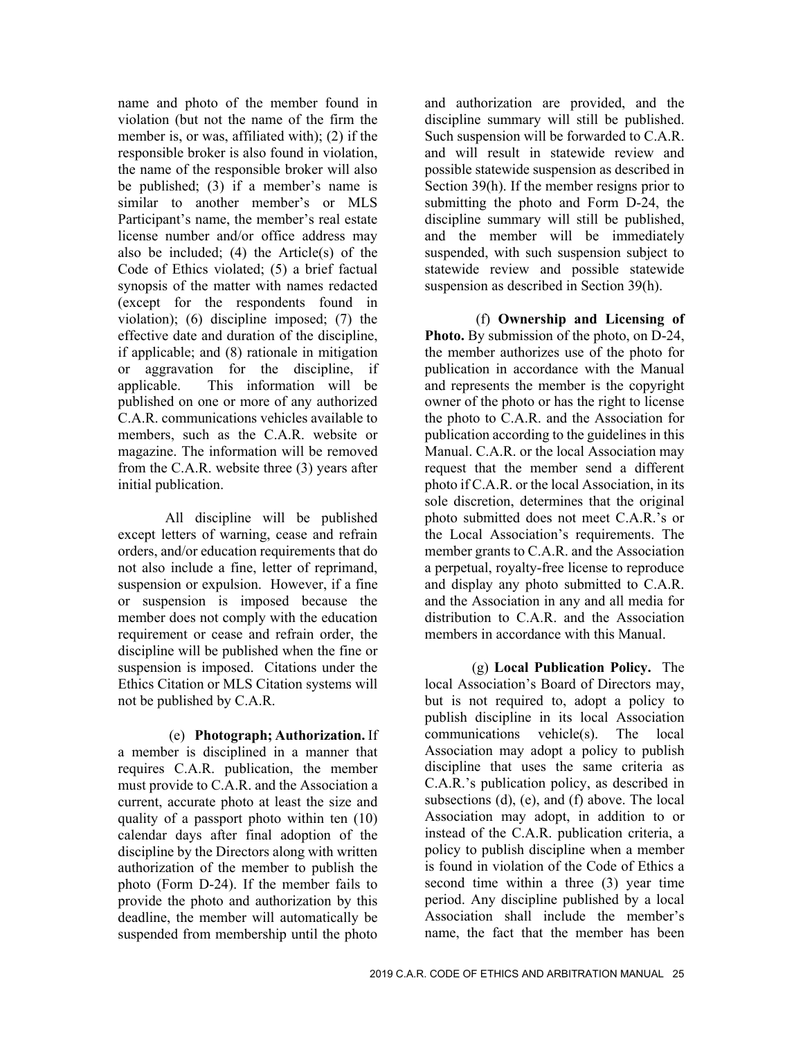name and photo of the member found in violation (but not the name of the firm the member is, or was, affiliated with); (2) if the responsible broker is also found in violation, the name of the responsible broker will also be published; (3) if a member's name is similar to another member's or MLS Participant's name, the member's real estate license number and/or office address may also be included; (4) the Article(s) of the Code of Ethics violated; (5) a brief factual synopsis of the matter with names redacted (except for the respondents found in violation); (6) discipline imposed; (7) the effective date and duration of the discipline, if applicable; and (8) rationale in mitigation or aggravation for the discipline, if applicable. This information will be published on one or more of any authorized C.A.R. communications vehicles available to members, such as the C.A.R. website or magazine. The information will be removed from the C.A.R. website three (3) years after initial publication.

All discipline will be published except letters of warning, cease and refrain orders, and/or education requirements that do not also include a fine, letter of reprimand, suspension or expulsion. However, if a fine or suspension is imposed because the member does not comply with the education requirement or cease and refrain order, the discipline will be published when the fine or suspension is imposed. Citations under the Ethics Citation or MLS Citation systems will not be published by C.A.R.

(e) **Photograph; Authorization.** If a member is disciplined in a manner that requires C.A.R. publication, the member must provide to C.A.R. and the Association a current, accurate photo at least the size and quality of a passport photo within ten (10) calendar days after final adoption of the discipline by the Directors along with written authorization of the member to publish the photo (Form D-24). If the member fails to provide the photo and authorization by this deadline, the member will automatically be suspended from membership until the photo and authorization are provided, and the discipline summary will still be published. Such suspension will be forwarded to C.A.R. and will result in statewide review and possible statewide suspension as described in Section 39(h). If the member resigns prior to submitting the photo and Form D-24, the discipline summary will still be published, and the member will be immediately suspended, with such suspension subject to statewide review and possible statewide suspension as described in Section 39(h).

(f) **Ownership and Licensing of Photo.** By submission of the photo, on D-24, the member authorizes use of the photo for publication in accordance with the Manual and represents the member is the copyright owner of the photo or has the right to license the photo to C.A.R. and the Association for publication according to the guidelines in this Manual. C.A.R. or the local Association may request that the member send a different photo if C.A.R. or the local Association, in its sole discretion, determines that the original photo submitted does not meet C.A.R.'s or the Local Association's requirements. The member grants to C.A.R. and the Association a perpetual, royalty-free license to reproduce and display any photo submitted to C.A.R. and the Association in any and all media for distribution to C.A.R. and the Association members in accordance with this Manual.

(g) **Local Publication Policy.** The local Association's Board of Directors may, but is not required to, adopt a policy to publish discipline in its local Association communications vehicle(s). The local Association may adopt a policy to publish discipline that uses the same criteria as C.A.R.'s publication policy, as described in subsections (d), (e), and (f) above. The local Association may adopt, in addition to or instead of the C.A.R. publication criteria, a policy to publish discipline when a member is found in violation of the Code of Ethics a second time within a three (3) year time period. Any discipline published by a local Association shall include the member's name, the fact that the member has been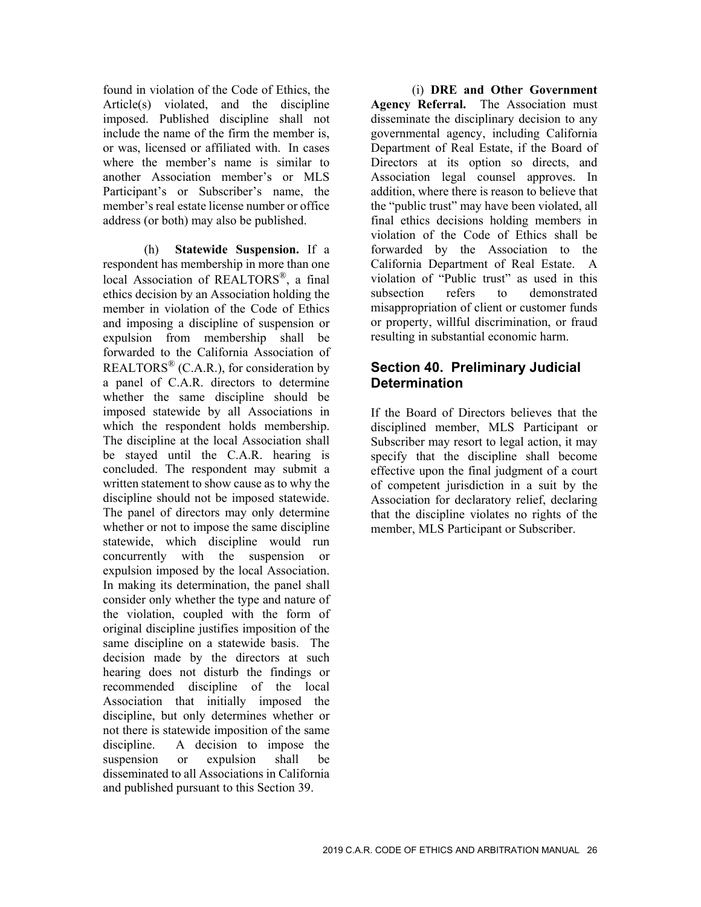found in violation of the Code of Ethics, the Article(s) violated, and the discipline imposed. Published discipline shall not include the name of the firm the member is, or was, licensed or affiliated with. In cases where the member's name is similar to another Association member's or MLS Participant's or Subscriber's name, the member's real estate license number or office address (or both) may also be published.

(h) **Statewide Suspension.** If a respondent has membership in more than one local Association of REALTORS®, a final ethics decision by an Association holding the member in violation of the Code of Ethics and imposing a discipline of suspension or expulsion from membership shall be forwarded to the California Association of REALTORS® (C.A.R.), for consideration by a panel of C.A.R. directors to determine whether the same discipline should be imposed statewide by all Associations in which the respondent holds membership. The discipline at the local Association shall be stayed until the C.A.R. hearing is concluded. The respondent may submit a written statement to show cause as to why the discipline should not be imposed statewide. The panel of directors may only determine whether or not to impose the same discipline statewide, which discipline would run concurrently with the suspension or expulsion imposed by the local Association. In making its determination, the panel shall consider only whether the type and nature of the violation, coupled with the form of original discipline justifies imposition of the same discipline on a statewide basis. The decision made by the directors at such hearing does not disturb the findings or recommended discipline of the local Association that initially imposed the discipline, but only determines whether or not there is statewide imposition of the same discipline. A decision to impose the suspension or expulsion shall be disseminated to all Associations in California and published pursuant to this Section 39.

(i) **DRE and Other Government Agency Referral.** The Association must disseminate the disciplinary decision to any governmental agency, including California Department of Real Estate, if the Board of Directors at its option so directs, and Association legal counsel approves. In addition, where there is reason to believe that the "public trust" may have been violated, all final ethics decisions holding members in violation of the Code of Ethics shall be forwarded by the Association to the California Department of Real Estate. A violation of "Public trust" as used in this subsection refers to demonstrated misappropriation of client or customer funds or property, willful discrimination, or fraud resulting in substantial economic harm.

## Section 40. Preliminary Judicial Determination

If the Board of Directors believes that the disciplined member, MLS Participant or Subscriber may resort to legal action, it may specify that the discipline shall become effective upon the final judgment of a court of competent jurisdiction in a suit by the Association for declaratory relief, declaring that the discipline violates no rights of the member, MLS Participant or Subscriber.